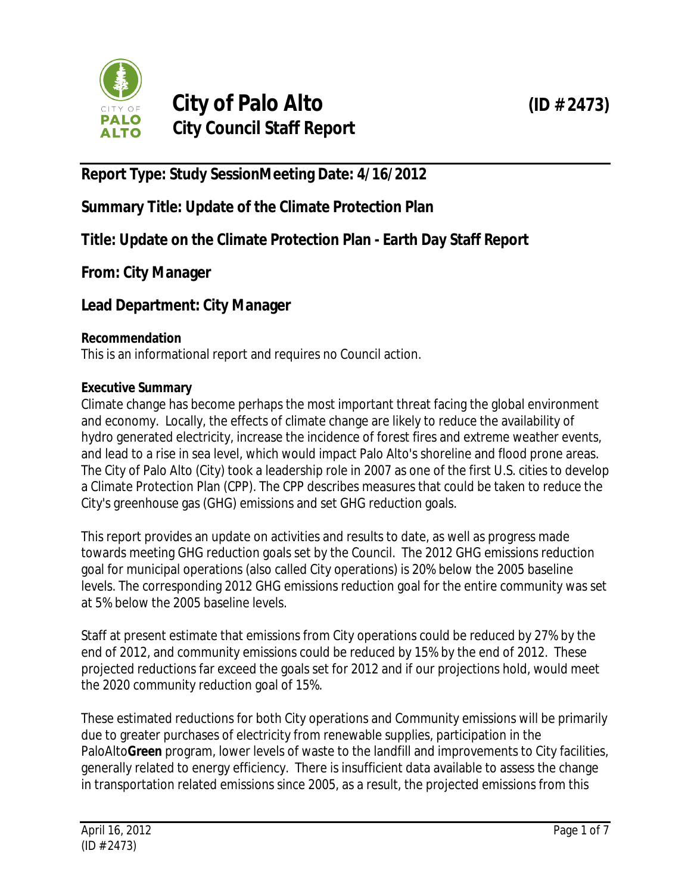# City of Palo Alto (ID # 2473)

## City Council Staff Report

**Report Type: Study SessionMeeting Date: 4/16/2012**

**Summary Title: Update of the Climate Protection Plan**

**Title: Update on the Climate Protection Plan - Earth Day Staff Report**

**From: City Manager**

**Lead Department: City Manager**

**Recommendation**

This is an informational report and requires no Council action.

**Executive Summary**

Climate change has become perhaps the most important threat facing the global environment and economy. Locally, the effects of climate change are likely to reduce the availability of hydro generated electricity, increase the incidence of forest fires and extreme weather events, and lead to a rise in sea level, which would impact Palo Alto's shoreline and flood prone areas. The City of Palo Alto (City) took a leadership role in 2007 as one of the first U.S. cities to develop a Climate Protection Plan (CPP). The CPP describes measures that could be taken to reduce the City's greenhouse gas (GHG) emissions and set GHG reduction goals.

This report provides an update on activities and results to date, as well as progress made towards meeting GHG reduction goals set by the Council. The 2012 GHG emissions reduction goal for municipal operations (also called City operations) is 20% below the 2005 baseline levels. The corresponding 2012 GHG emissions reduction goal for the entire community was set at 5% below the 2005 baseline levels.

Staff at present estimate that emissions from City operations could be reduced by 27% by the end of 2012, and community emissions could be reduced by 15% by the end of 2012. These projected reductions far exceed the goals set for 2012 and if our projections hold, would meet the 2020 community reduction goal of 15%.

These estimated reductions for both City operations and Community emissions will be primarily due to greater purchases of electricity from renewable supplies, participation in the PaloAlto**Green** program, lower levels of waste to the landfill and improvements to City facilities, generally related to energy efficiency. There is insufficient data available to assess the change in transportation related emissions since 2005, as a result, the projected emissions from this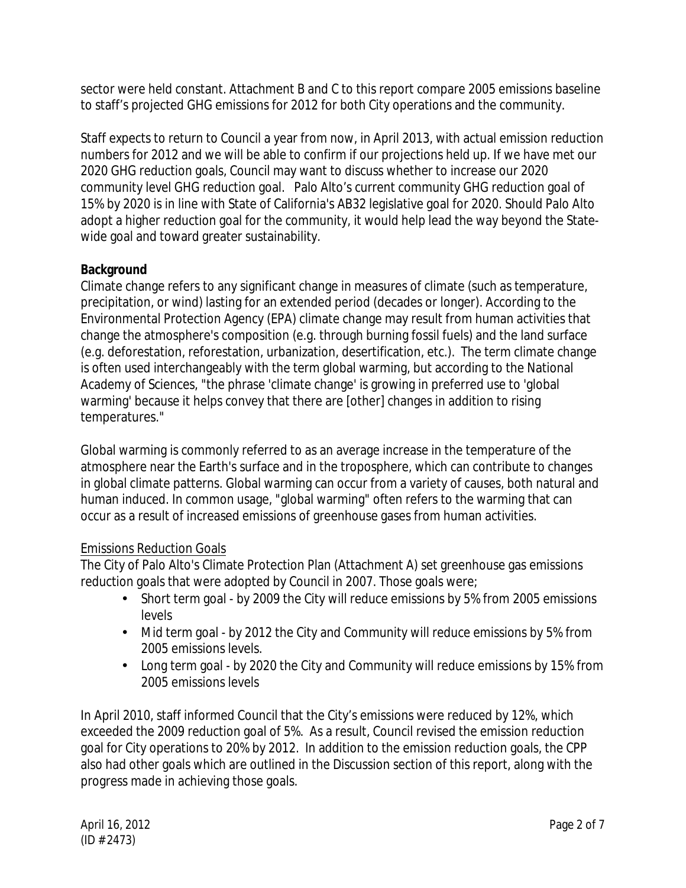sector were held constant. Attachment B and C to this report compare 2005 emissions baseline to staff's projected GHG emissions for 2012 for both City operations and the community.

Staff expects to return to Council a year from now, in April 2013, with actual emission reduction numbers for 2012 and we will be able to confirm if our projections held up. If we have met our 2020 GHG reduction goals, Council may want to discuss whether to increase our 2020 community level GHG reduction goal. Palo Alto's current community GHG reduction goal of 15% by 2020 is in line with State of California's AB32 legislative goal for 2020. Should Palo Alto adopt a higher reduction goal for the community, it would help lead the way beyond the State-wide goal and toward greater sustainability.

**Background**

Climate change refers to any significant change in measures of climate (such as temperature, precipitation, or wind) lasting for an extended period (decades or longer). According to the Environmental Protection Agency (EPA) climate change may result from human activities that change the atmosphere's composition (e.g. through burning fossil fuels) and the land surface (e.g. deforestation, reforestation, urbanization, desertification, etc.). The term climate change is often used interchangeably with the term global warming, but according to the National Academy of Sciences, "the phrase 'climate change' is growing in preferred use to 'global warming' because it helps convey that there are [other] changes in addition to rising temperatures."

Global warming is commonly referred to as an average increase in the temperature of the atmosphere near the Earth's surface and in the troposphere, which can contribute to changes in global climate patterns. Global warming can occur from a variety of causes, both natural and human induced. In common usage, "global warming" often refers to the warming that can occur as a result of increased emissions of greenhouse gases from human activities.

Emissions Reduction Goals

The City of Palo Alto's Climate Protection Plan (Attachment A) set greenhouse gas emissions reduction goals that were adopted by Council in 2007. Those goals were;

- Short term goal - by 2009 the City will reduce emissions by 5% from 2005 emissions levels
- Mid term goal - by 2012 the City and Community will reduce emissions by 5% from 2005 emissions levels.
- Long term goal - by 2020 the City and Community will reduce emissions by 15% from 2005 emissions levels

In April 2010, staff informed Council that the City's emissions were reduced by 12%, which exceeded the 2009 reduction goal of 5%. As a result, Council revised the emission reduction goal for City operations to 20% by 2012. In addition to the emission reduction goals, the CPP also had other goals which are outlined in the Discussion section of this report, along with the progress made in achieving those goals.

April 16, 2012
(ID # 2473)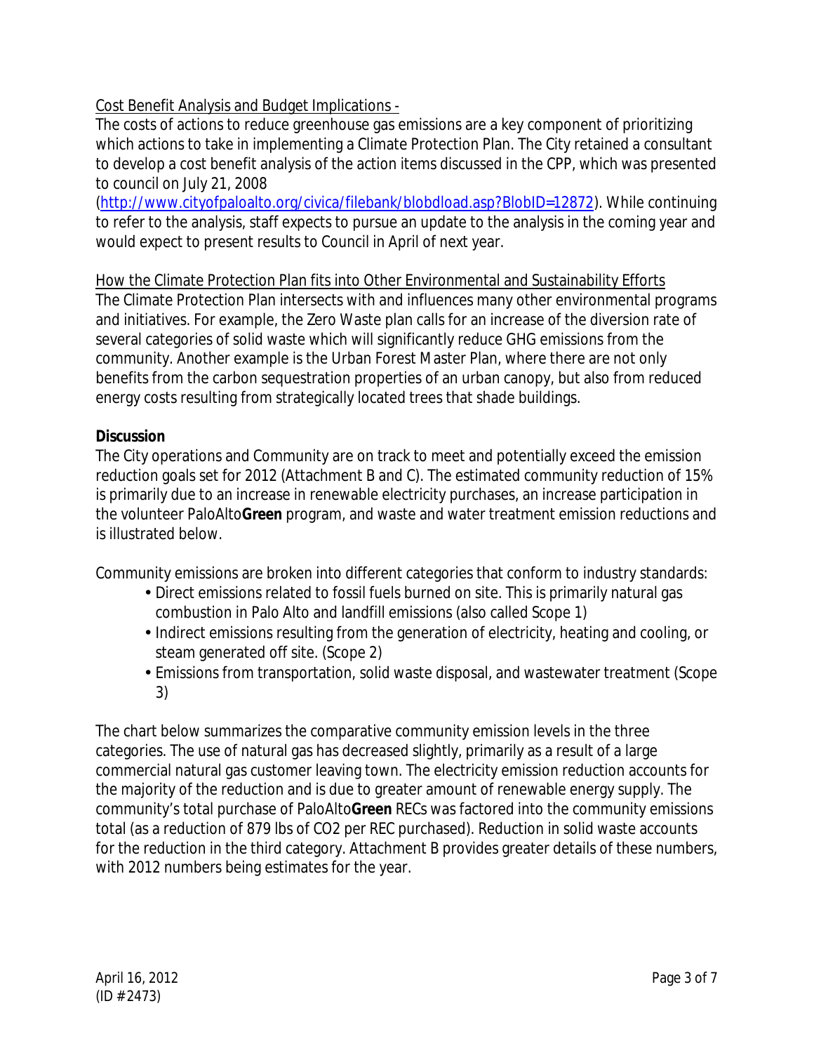Cost Benefit Analysis and Budget Implications -

The costs of actions to reduce greenhouse gas emissions are a key component of prioritizing which actions to take in implementing a Climate Protection Plan. The City retained a consultant to develop a cost benefit analysis of the action items discussed in the CPP, which was presented to council on July 21, 2008 (http://www.cityofpaloalto.org/civica/filebank/blobdload.asp?BlobID=12872). While continuing to refer to the analysis, staff expects to pursue an update to the analysis in the coming year and would expect to present results to Council in April of next year.

How the Climate Protection Plan fits into Other Environmental and Sustainability Efforts

The Climate Protection Plan intersects with and influences many other environmental programs and initiatives. For example, the Zero Waste plan calls for an increase of the diversion rate of several categories of solid waste which will significantly reduce GHG emissions from the community. Another example is the Urban Forest Master Plan, where there are not only benefits from the carbon sequestration properties of an urban canopy, but also from reduced energy costs resulting from strategically located trees that shade buildings.

**Discussion**

The City operations and Community are on track to meet and potentially exceed the emission reduction goals set for 2012 (Attachment B and C). The estimated community reduction of 15% is primarily due to an increase in renewable electricity purchases, an increase participation in the volunteer PaloAlto**Green** program, and waste and water treatment emission reductions and is illustrated below.

Community emissions are broken into different categories that conform to industry standards:

- Direct emissions related to fossil fuels burned on site. This is primarily natural gas combustion in Palo Alto and landfill emissions (also called Scope 1)
- Indirect emissions resulting from the generation of electricity, heating and cooling, or steam generated off site. (Scope 2)
- Emissions from transportation, solid waste disposal, and wastewater treatment (Scope 3)

The chart below summarizes the comparative community emission levels in the three categories. The use of natural gas has decreased slightly, primarily as a result of a large commercial natural gas customer leaving town. The electricity emission reduction accounts for the majority of the reduction and is due to greater amount of renewable energy supply. The community's total purchase of PaloAlto**Green** RECs was factored into the community emissions total (as a reduction of 879 lbs of $CO_2$ per REC purchased). Reduction in solid waste accounts for the reduction in the third category. Attachment B provides greater details of these numbers, with 2012 numbers being estimates for the year.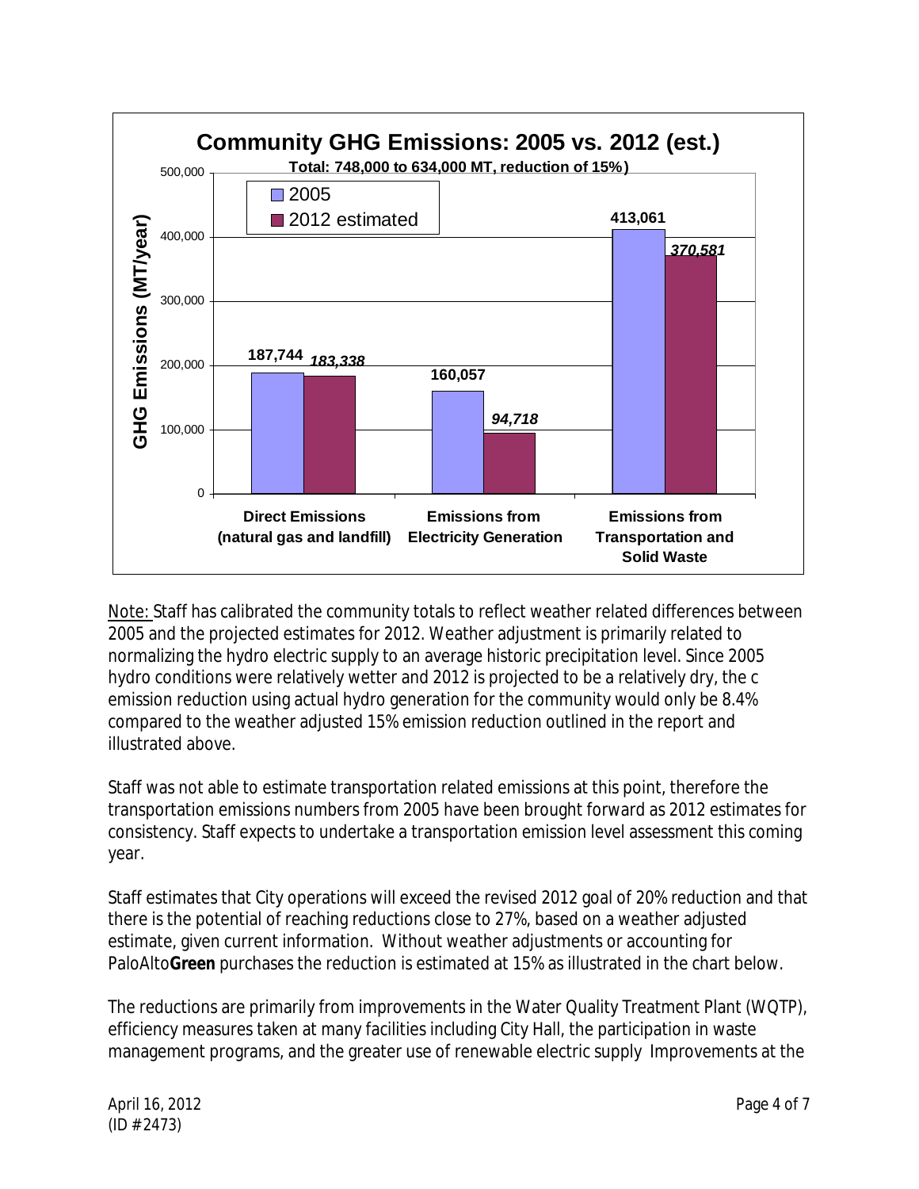**Community GHG Emissions: 2005 vs. 2012 (est.)**

**Total: 748,000 to 634,000 MT, reduction of 15%)**

| GHG Emissions (MT/year) | 2005 | 2012 estimated |
| --- | --- | --- |
| Direct Emissions (natural gas and landfill) | 187,744 | *183,338* |
| Emissions from Electricity Generation | 160,057 | *94,718* |
| Emissions from Transportation and Solid Waste | 413,061 | *370,581* |

<u>Note:</u> Staff has calibrated the community totals to reflect weather related differences between 2005 and the projected estimates for 2012. Weather adjustment is primarily related to normalizing the hydro electric supply to an average historic precipitation level. Since 2005 hydro conditions were relatively wetter and 2012 is projected to be a relatively dry, the c emission reduction using actual hydro generation for the community would only be 8.4% compared to the weather adjusted 15% emission reduction outlined in the report and illustrated above.

Staff was not able to estimate transportation related emissions at this point, therefore the transportation emissions numbers from 2005 have been brought forward as 2012 estimates for consistency. Staff expects to undertake a transportation emission level assessment this coming year.

Staff estimates that City operations will exceed the revised 2012 goal of 20% reduction and that there is the potential of reaching reductions close to 27%, based on a weather adjusted estimate, given current information. Without weather adjustments or accounting for PaloAlto**Green** purchases the reduction is estimated at 15% as illustrated in the chart below.

The reductions are primarily from improvements in the Water Quality Treatment Plant (WQTP), efficiency measures taken at many facilities including City Hall, the participation in waste management programs, and the greater use of renewable electric supply Improvements at the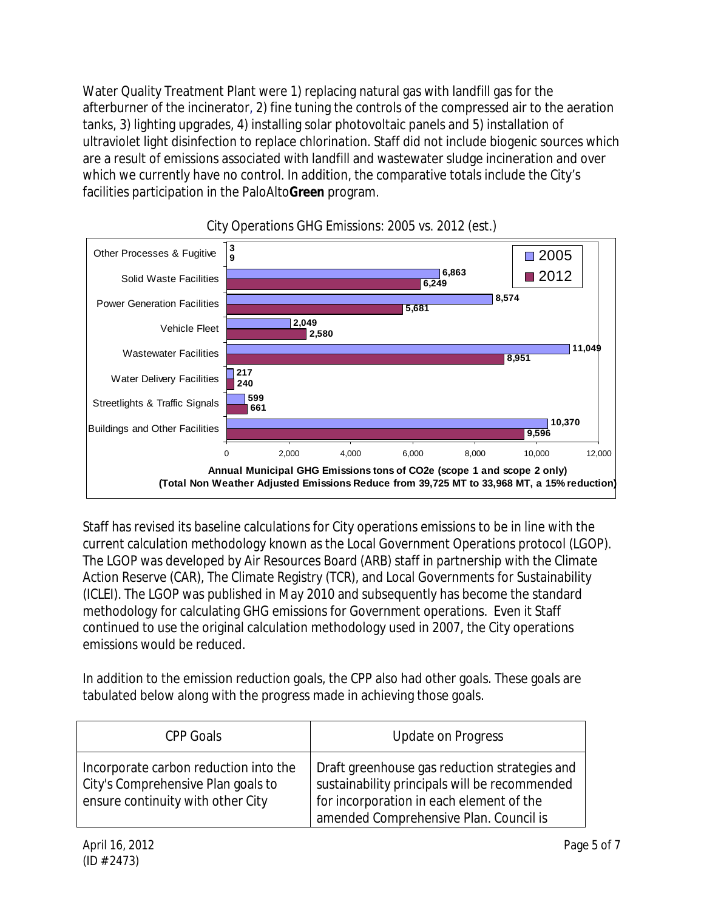Water Quality Treatment Plant were 1) replacing natural gas with landfill gas for the afterburner of the incinerator, 2) fine tuning the controls of the compressed air to the aeration tanks, 3) lighting upgrades, 4) installing solar photovoltaic panels and 5) installation of ultraviolet light disinfection to replace chlorination. Staff did not include biogenic sources which are a result of emissions associated with landfill and wastewater sludge incineration and over which we currently have no control. In addition, the comparative totals include the City's facilities participation in the PaloAlto**Green** program.

City Operations GHG Emissions: 2005 vs. 2012 (est.)

| Category | 2005 | 2012 |
|---|---|---|
| Other Processes & Fugitive | 3 | 9 |
| Solid Waste Facilities | 6,863 | 6,249 |
| Power Generation Facilities | 8,574 | 5,681 |
| Vehicle Fleet | 2,049 | 2,580 |
| Wastewater Facilities | 11,049 | 8,951 |
| Water Delivery Facilities | 217 | 240 |
| Streetlights & Traffic Signals | 599 | 661 |
| Buildings and Other Facilities | 10,370 | 9,596 |

**Annual Municipal GHG Emissions tons of CO2e (scope 1 and scope 2 only)**
**(Total Non Weather Adjusted Emissions Reduce from 39,725 MT to 33,968 MT, a 15% reduction)**

Staff has revised its baseline calculations for City operations emissions to be in line with the current calculation methodology known as the Local Government Operations protocol (LGOP). The LGOP was developed by Air Resources Board (ARB) staff in partnership with the Climate Action Reserve (CAR), The Climate Registry (TCR), and Local Governments for Sustainability (ICLEI). The LGOP was published in May 2010 and subsequently has become the standard methodology for calculating GHG emissions for Government operations. Even it Staff continued to use the original calculation methodology used in 2007, the City operations emissions would be reduced.

In addition to the emission reduction goals, the CPP also had other goals. These goals are tabulated below along with the progress made in achieving those goals.

| CPP Goals | Update on Progress |
|---|---|
| Incorporate carbon reduction into the City's Comprehensive Plan goals to ensure continuity with other City | Draft greenhouse gas reduction strategies and sustainability principals will be recommended for incorporation in each element of the amended Comprehensive Plan. Council is |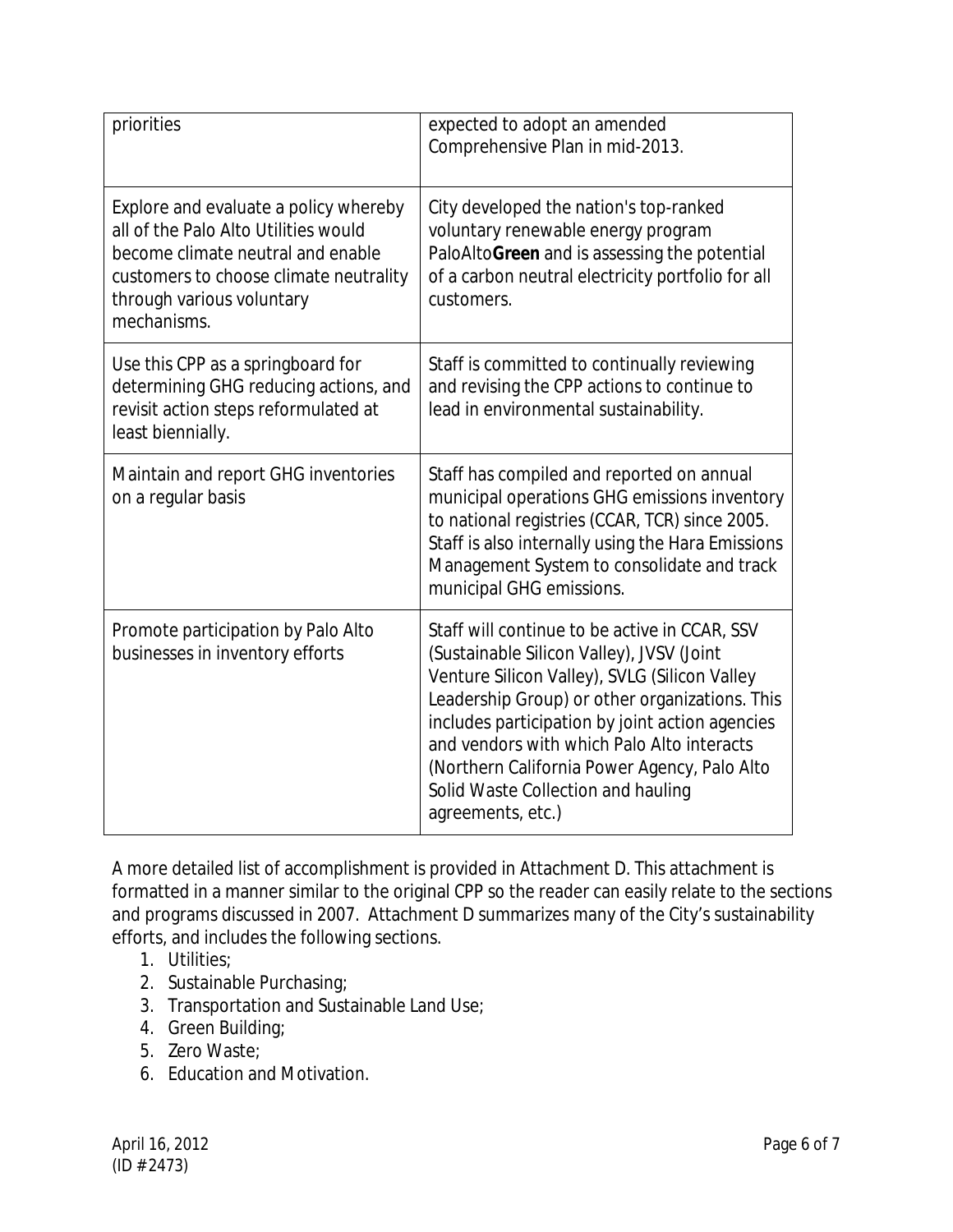| | |
|---|---|
| priorities | expected to adopt an amended Comprehensive Plan in mid-2013. |
| Explore and evaluate a policy whereby all of the Palo Alto Utilities would become climate neutral and enable customers to choose climate neutrality through various voluntary mechanisms. | City developed the nation's top-ranked voluntary renewable energy program PaloAlto**Green** and is assessing the potential of a carbon neutral electricity portfolio for all customers. |
| Use this CPP as a springboard for determining GHG reducing actions, and revisit action steps reformulated at least biennially. | Staff is committed to continually reviewing and revising the CPP actions to continue to lead in environmental sustainability. |
| Maintain and report GHG inventories on a regular basis | Staff has compiled and reported on annual municipal operations GHG emissions inventory to national registries (CCAR, TCR) since 2005. Staff is also internally using the Hara Emissions Management System to consolidate and track municipal GHG emissions. |
| Promote participation by Palo Alto businesses in inventory efforts | Staff will continue to be active in CCAR, SSV (Sustainable Silicon Valley), JVSV (Joint Venture Silicon Valley), SVLG (Silicon Valley Leadership Group) or other organizations. This includes participation by joint action agencies and vendors with which Palo Alto interacts (Northern California Power Agency, Palo Alto Solid Waste Collection and hauling agreements, etc.) |

A more detailed list of accomplishment is provided in Attachment D. This attachment is formatted in a manner similar to the original CPP so the reader can easily relate to the sections and programs discussed in 2007. Attachment D summarizes many of the City's sustainability efforts, and includes the following sections.

1. Utilities;
2. Sustainable Purchasing;
3. Transportation and Sustainable Land Use;
4. Green Building;
5. Zero Waste;
6. Education and Motivation.

April 16, 2012
(ID # 2473)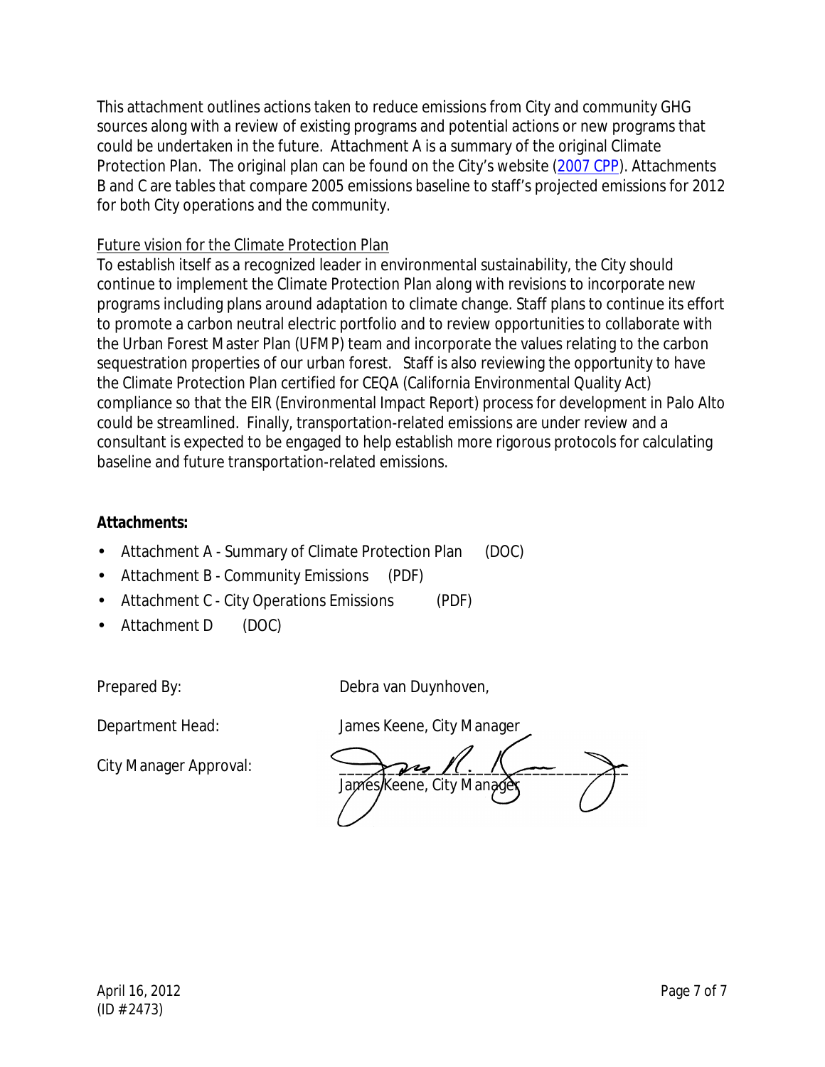This attachment outlines actions taken to reduce emissions from City and community GHG sources along with a review of existing programs and potential actions or new programs that could be undertaken in the future. Attachment A is a summary of the original Climate Protection Plan. The original plan can be found on the City's website (2007 CPP). Attachments B and C are tables that compare 2005 emissions baseline to staff's projected emissions for 2012 for both City operations and the community.

Future vision for the Climate Protection Plan

To establish itself as a recognized leader in environmental sustainability, the City should continue to implement the Climate Protection Plan along with revisions to incorporate new programs including plans around adaptation to climate change. Staff plans to continue its effort to promote a carbon neutral electric portfolio and to review opportunities to collaborate with the Urban Forest Master Plan (UFMP) team and incorporate the values relating to the carbon sequestration properties of our urban forest. Staff is also reviewing the opportunity to have the Climate Protection Plan certified for CEQA (California Environmental Quality Act) compliance so that the EIR (Environmental Impact Report) process for development in Palo Alto could be streamlined. Finally, transportation-related emissions are under review and a consultant is expected to be engaged to help establish more rigorous protocols for calculating baseline and future transportation-related emissions.

**Attachments:**

- Attachment A - Summary of Climate Protection Plan (DOC)
- Attachment B - Community Emissions (PDF)
- Attachment C - City Operations Emissions (PDF)
- Attachment D (DOC)

Prepared By: Debra van Duynhoven,

Department Head: James Keene, City Manager

City Manager Approval: ____________________________________
James Keene, City Manager

April 16, 2012
(ID # 2473)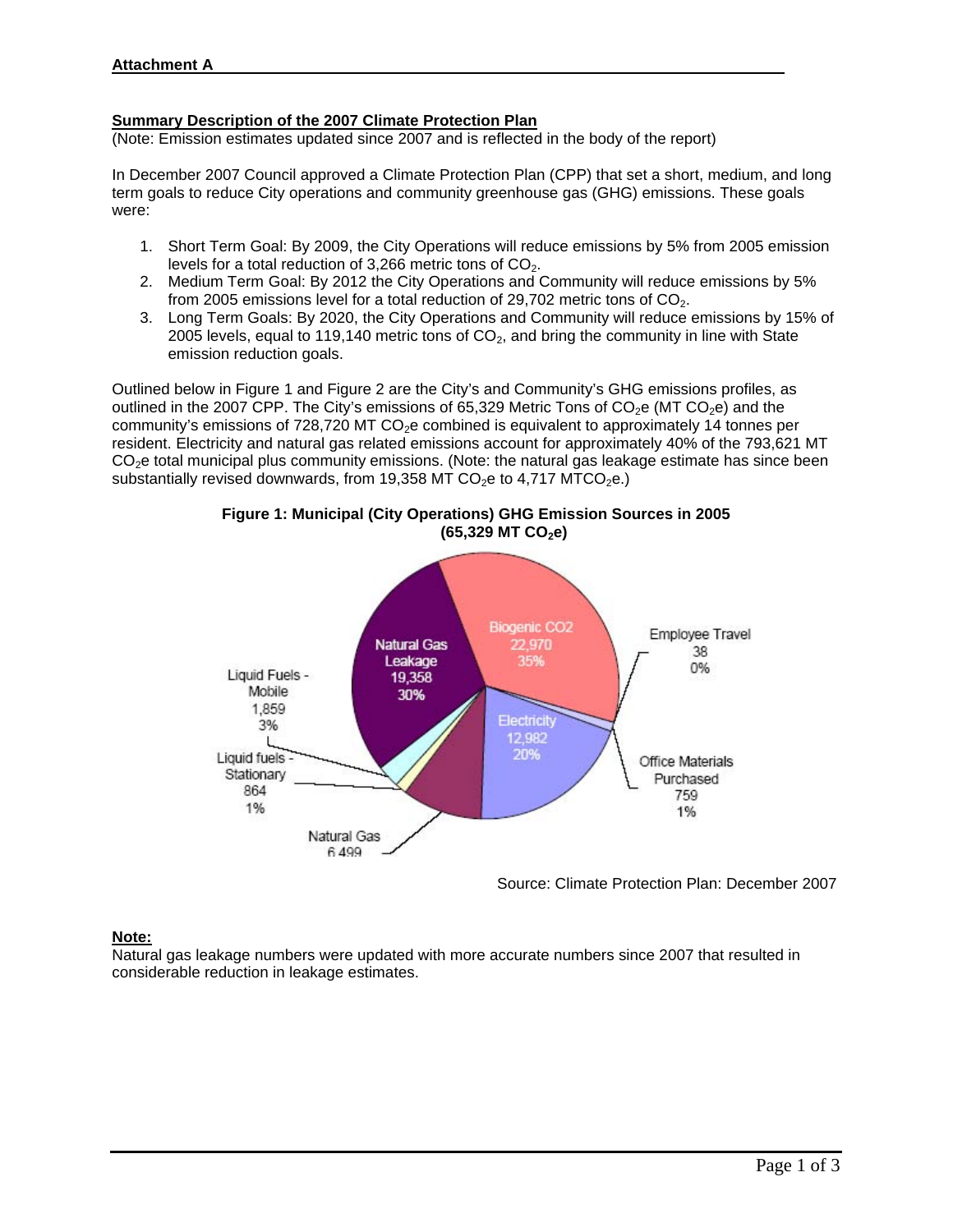**Attachment A**

**Summary Description of the 2007 Climate Protection Plan**

(Note: Emission estimates updated since 2007 and is reflected in the body of the report)

In December 2007 Council approved a Climate Protection Plan (CPP) that set a short, medium, and long term goals to reduce City operations and community greenhouse gas (GHG) emissions. These goals were:

1. Short Term Goal: By 2009, the City Operations will reduce emissions by 5% from 2005 emission levels for a total reduction of 3,266 metric tons of $CO_2$.
2. Medium Term Goal: By 2012 the City Operations and Community will reduce emissions by 5% from 2005 emissions level for a total reduction of 29,702 metric tons of $CO_2$.
3. Long Term Goals: By 2020, the City Operations and Community will reduce emissions by 15% of 2005 levels, equal to 119,140 metric tons of $CO_2$, and bring the community in line with State emission reduction goals.

Outlined below in Figure 1 and Figure 2 are the City's and Community's GHG emissions profiles, as outlined in the 2007 CPP. The City's emissions of 65,329 Metric Tons of $CO_2e$ (MT $CO_2e$) and the community's emissions of 728,720 MT $CO_2e$ combined is equivalent to approximately 14 tonnes per resident. Electricity and natural gas related emissions account for approximately 40% of the 793,621 MT $CO_2e$ total municipal plus community emissions. (Note: the natural gas leakage estimate has since been substantially revised downwards, from 19,358 MT $CO_2e$ to 4,717 MT$CO_2e$.)

**Figure 1: Municipal (City Operations) GHG Emission Sources in 2005 (65,329 MT $CO_2e$)**

| Source | MT $CO_2e$ | % |
|---|---|---|
| Biogenic CO2 | 22,970 | 35% |
| Natural Gas Leakage | 19,358 | 30% |
| Electricity | 12,982 | 20% |
| Natural Gas | 6,499 | |
| Liquid Fuels - Mobile | 1,859 | 3% |
| Liquid fuels - Stationary | 864 | 1% |
| Office Materials Purchased | 759 | 1% |
| Employee Travel | 38 | 0% |

Source: Climate Protection Plan: December 2007

**Note:**

Natural gas leakage numbers were updated with more accurate numbers since 2007 that resulted in considerable reduction in leakage estimates.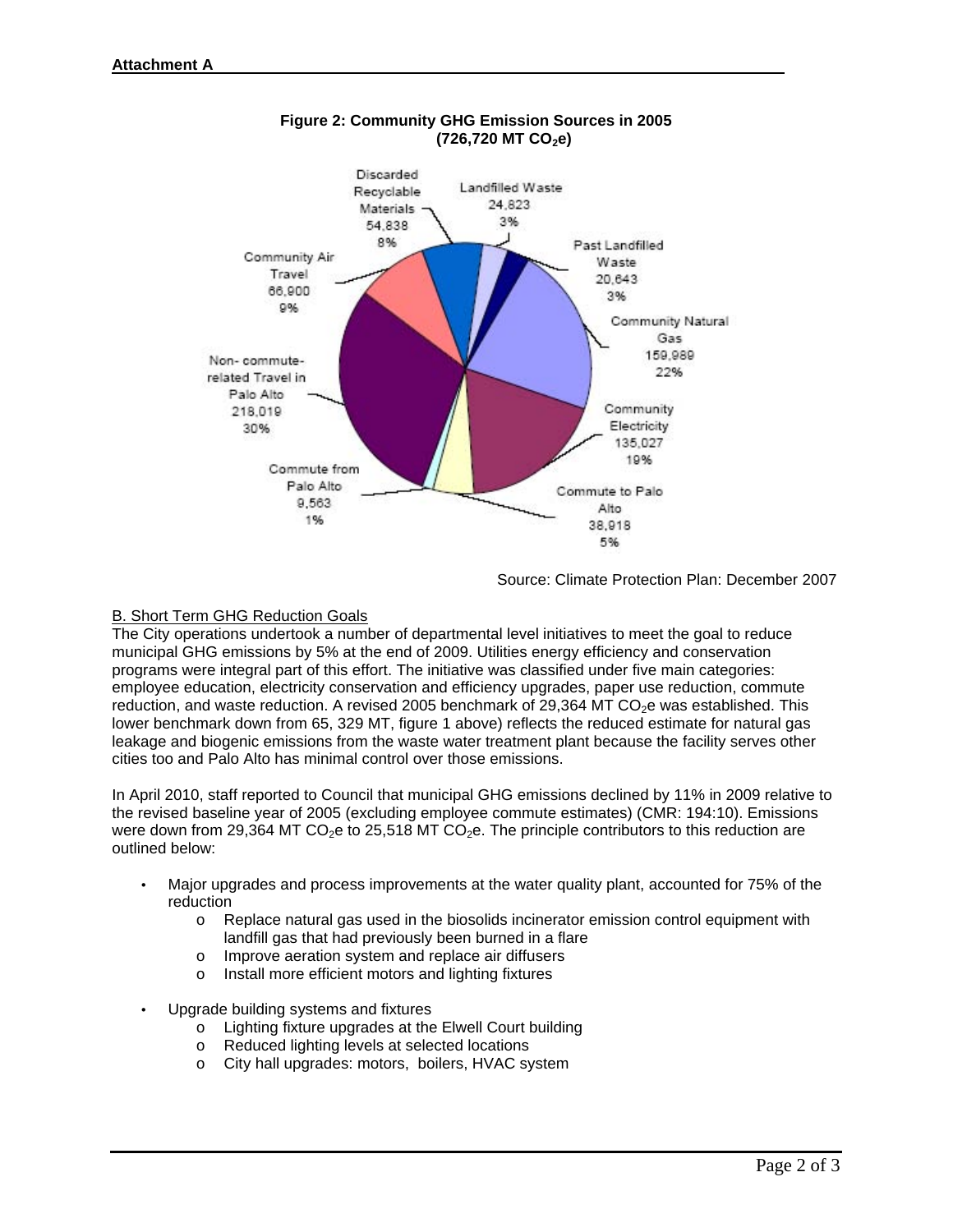**Attachment A**

**Figure 2: Community GHG Emission Sources in 2005 (726,720 MT $CO_2e$)**

Discarded Recyclable Materials 54,838 8%
Landfilled Waste 24,823 3%
Past Landfilled Waste 20,643 3%
Community Natural Gas 159,989 22%
Community Electricity 135,027 19%
Commute to Palo Alto 38,918 5%
Commute from Palo Alto 9,563 1%
Non- commute-related Travel in Palo Alto 218,019 30%
Community Air Travel 66,900 9%

Source: Climate Protection Plan: December 2007

B. Short Term GHG Reduction Goals

The City operations undertook a number of departmental level initiatives to meet the goal to reduce municipal GHG emissions by 5% at the end of 2009. Utilities energy efficiency and conservation programs were integral part of this effort. The initiative was classified under five main categories: employee education, electricity conservation and efficiency upgrades, paper use reduction, commute reduction, and waste reduction. A revised 2005 benchmark of 29,364 MT $CO_2e$ was established. This lower benchmark down from 65, 329 MT, figure 1 above) reflects the reduced estimate for natural gas leakage and biogenic emissions from the waste water treatment plant because the facility serves other cities too and Palo Alto has minimal control over those emissions.

In April 2010, staff reported to Council that municipal GHG emissions declined by 11% in 2009 relative to the revised baseline year of 2005 (excluding employee commute estimates) (CMR: 194:10). Emissions were down from 29,364 MT $CO_2e$ to 25,518 MT $CO_2e$. The principle contributors to this reduction are outlined below:

- Major upgrades and process improvements at the water quality plant, accounted for 75% of the reduction
  - Replace natural gas used in the biosolids incinerator emission control equipment with landfill gas that had previously been burned in a flare
  - Improve aeration system and replace air diffusers
  - Install more efficient motors and lighting fixtures

- Upgrade building systems and fixtures
  - Lighting fixture upgrades at the Elwell Court building
  - Reduced lighting levels at selected locations
  - City hall upgrades: motors, boilers, HVAC system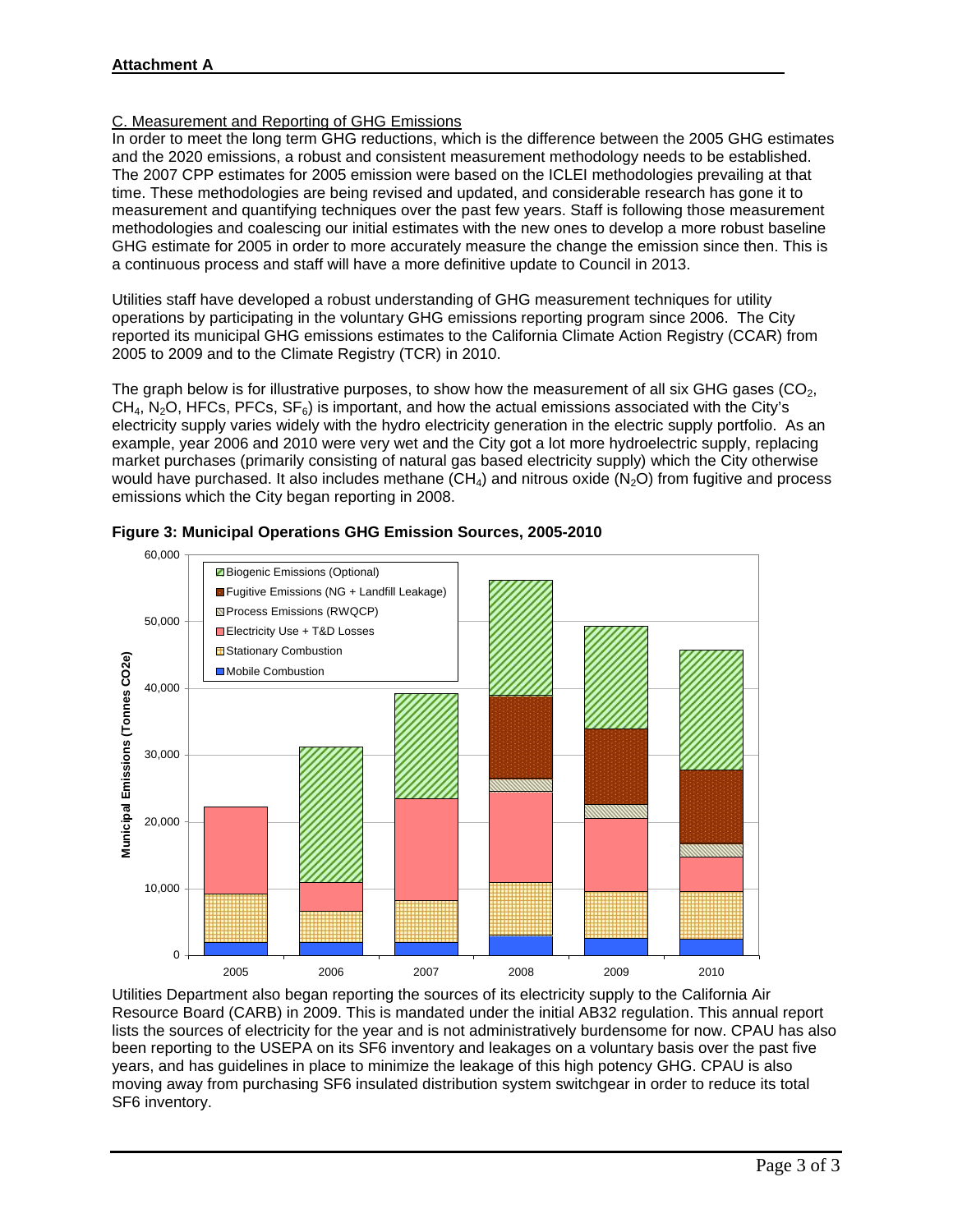**Attachment A**

C. Measurement and Reporting of GHG Emissions

In order to meet the long term GHG reductions, which is the difference between the 2005 GHG estimates and the 2020 emissions, a robust and consistent measurement methodology needs to be established. The 2007 CPP estimates for 2005 emission were based on the ICLEI methodologies prevailing at that time. These methodologies are being revised and updated, and considerable research has gone it to measurement and quantifying techniques over the past few years. Staff is following those measurement methodologies and coalescing our initial estimates with the new ones to develop a more robust baseline GHG estimate for 2005 in order to more accurately measure the change the emission since then. This is a continuous process and staff will have a more definitive update to Council in 2013.

Utilities staff have developed a robust understanding of GHG measurement techniques for utility operations by participating in the voluntary GHG emissions reporting program since 2006. The City reported its municipal GHG emissions estimates to the California Climate Action Registry (CCAR) from 2005 to 2009 and to the Climate Registry (TCR) in 2010.

The graph below is for illustrative purposes, to show how the measurement of all six GHG gases ($CO_2$, $CH_4$, $N_2O$, HFCs, PFCs, $SF_6$) is important, and how the actual emissions associated with the City's electricity supply varies widely with the hydro electricity generation in the electric supply portfolio. As an example, year 2006 and 2010 were very wet and the City got a lot more hydroelectric supply, replacing market purchases (primarily consisting of natural gas based electricity supply) which the City otherwise would have purchased. It also includes methane ($CH_4$) and nitrous oxide ($N_2O$) from fugitive and process emissions which the City began reporting in 2008.

**Figure 3: Municipal Operations GHG Emission Sources, 2005-2010**

Utilities Department also began reporting the sources of its electricity supply to the California Air Resource Board (CARB) in 2009. This is mandated under the initial AB32 regulation. This annual report lists the sources of electricity for the year and is not administratively burdensome for now. CPAU has also been reporting to the USEPA on its SF6 inventory and leakages on a voluntary basis over the past five years, and has guidelines in place to minimize the leakage of this high potency GHG. CPAU is also moving away from purchasing SF6 insulated distribution system switchgear in order to reduce its total SF6 inventory.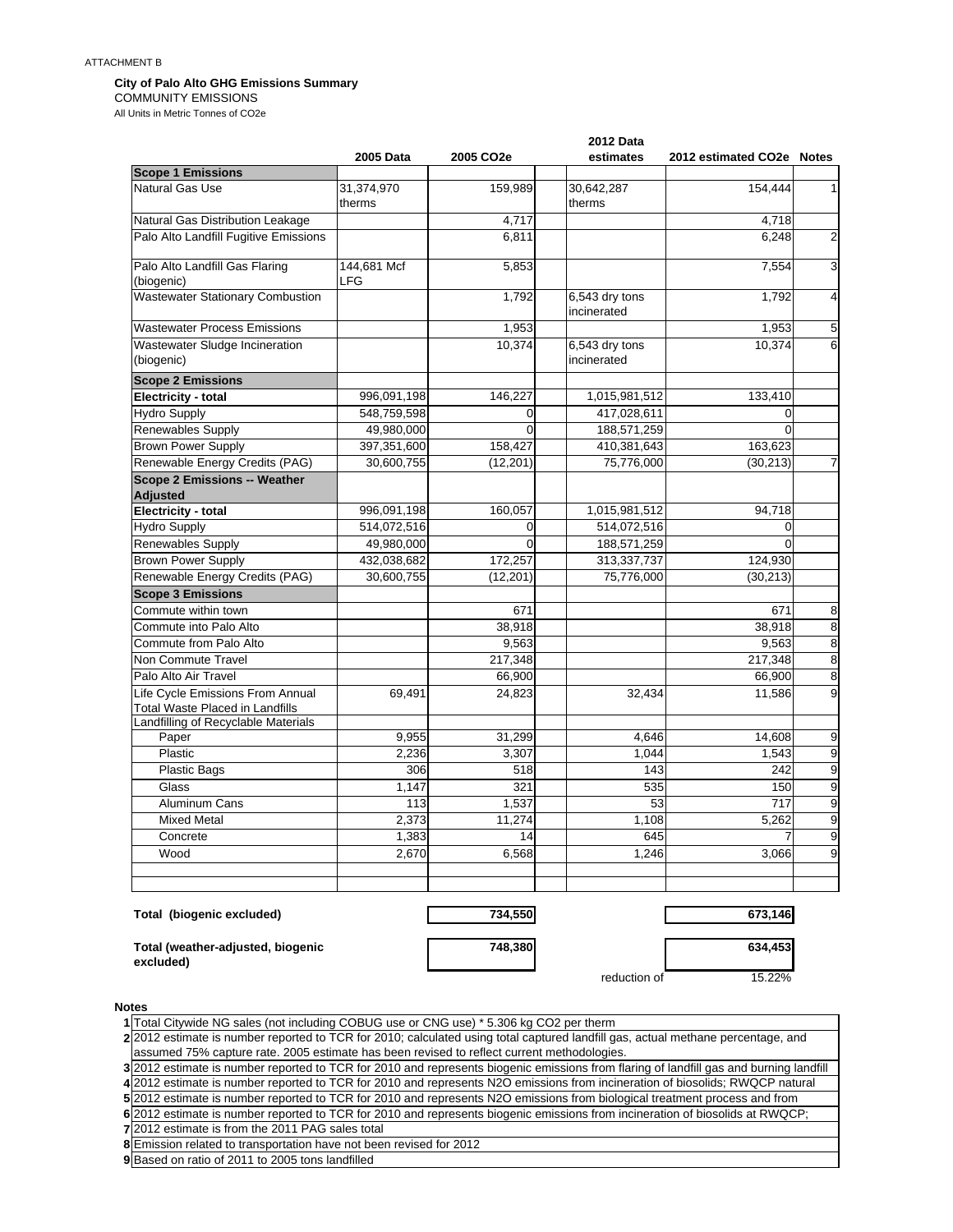ATTACHMENT B

**City of Palo Alto GHG Emissions Summary**
COMMUNITY EMISSIONS
All Units in Metric Tonnes of CO2e

| | 2005 Data | 2005 CO2e | 2012 Data estimates | 2012 estimated CO2e | Notes |
|---|---|---|---|---|---|
| **Scope 1 Emissions** | | | | | |
| Natural Gas Use | 31,374,970 therms | 159,989 | 30,642,287 therms | 154,444 | 1 |
| Natural Gas Distribution Leakage | | 4,717 | | 4,718 | |
| Palo Alto Landfill Fugitive Emissions | | 6,811 | | 6,248 | 2 |
| Palo Alto Landfill Gas Flaring (biogenic) | 144,681 Mcf LFG | 5,853 | | 7,554 | 3 |
| Wastewater Stationary Combustion | | 1,792 | 6,543 dry tons incinerated | 1,792 | 4 |
| Wastewater Process Emissions | | 1,953 | | 1,953 | 5 |
| Wastewater Sludge Incineration (biogenic) | | 10,374 | 6,543 dry tons incinerated | 10,374 | 6 |
| **Scope 2 Emissions** | | | | | |
| **Electricity - total** | 996,091,198 | 146,227 | 1,015,981,512 | 133,410 | |
| Hydro Supply | 548,759,598 | 0 | 417,028,611 | 0 | |
| Renewables Supply | 49,980,000 | 0 | 188,571,259 | 0 | |
| Brown Power Supply | 397,351,600 | 158,427 | 410,381,643 | 163,623 | |
| Renewable Energy Credits (PAG) | 30,600,755 | (12,201) | 75,776,000 | (30,213) | 7 |
| **Scope 2 Emissions -- Weather Adjusted** | | | | | |
| **Electricity - total** | 996,091,198 | 160,057 | 1,015,981,512 | 94,718 | |
| Hydro Supply | 514,072,516 | 0 | 514,072,516 | 0 | |
| Renewables Supply | 49,980,000 | 0 | 188,571,259 | 0 | |
| Brown Power Supply | 432,038,682 | 172,257 | 313,337,737 | 124,930 | |
| Renewable Energy Credits (PAG) | 30,600,755 | (12,201) | 75,776,000 | (30,213) | |
| **Scope 3 Emissions** | | | | | |
| Commute within town | | 671 | | 671 | 8 |
| Commute into Palo Alto | | 38,918 | | 38,918 | 8 |
| Commute from Palo Alto | | 9,563 | | 9,563 | 8 |
| Non Commute Travel | | 217,348 | | 217,348 | 8 |
| Palo Alto Air Travel | | 66,900 | | 66,900 | 8 |
| Life Cycle Emissions From Annual Total Waste Placed in Landfills | 69,491 | 24,823 | 32,434 | 11,586 | 9 |
| Landfilling of Recyclable Materials | | | | | |
| Paper | 9,955 | 31,299 | 4,646 | 14,608 | 9 |
| Plastic | 2,236 | 3,307 | 1,044 | 1,543 | 9 |
| Plastic Bags | 306 | 518 | 143 | 242 | 9 |
| Glass | 1,147 | 321 | 535 | 150 | 9 |
| Aluminum Cans | 113 | 1,537 | 53 | 717 | 9 |
| Mixed Metal | 2,373 | 11,274 | 1,108 | 5,262 | 9 |
| Concrete | 1,383 | 14 | 645 | 7 | 9 |
| Wood | 2,670 | 6,568 | 1,246 | 3,066 | 9 |
| | | | | | |
| **Total (biogenic excluded)** | | **734,550** | | **673,146** | |
| **Total (weather-adjusted, biogenic excluded)** | | **748,380** | | **634,453** | |
| | | | reduction of | 15.22% | |

**Notes**

1. Total Citywide NG sales (not including COBUG use or CNG use) * 5.306 kg CO2 per therm
2. 2012 estimate is number reported to TCR for 2010; calculated using total captured landfill gas, actual methane percentage, and assumed 75% capture rate. 2005 estimate has been revised to reflect current methodologies.
3. 2012 estimate is number reported to TCR for 2010 and represents biogenic emissions from flaring of landfill gas and burning landfill
4. 2012 estimate is number reported to TCR for 2010 and represents N2O emissions from incineration of biosolids; RWQCP natural
5. 2012 estimate is number reported to TCR for 2010 and represents N2O emissions from biological treatment process and from
6. 2012 estimate is number reported to TCR for 2010 and represents biogenic emissions from incineration of biosolids at RWQCP;
7. 2012 estimate is from the 2011 PAG sales total
8. Emission related to transportation have not been revised for 2012
9. Based on ratio of 2011 to 2005 tons landfilled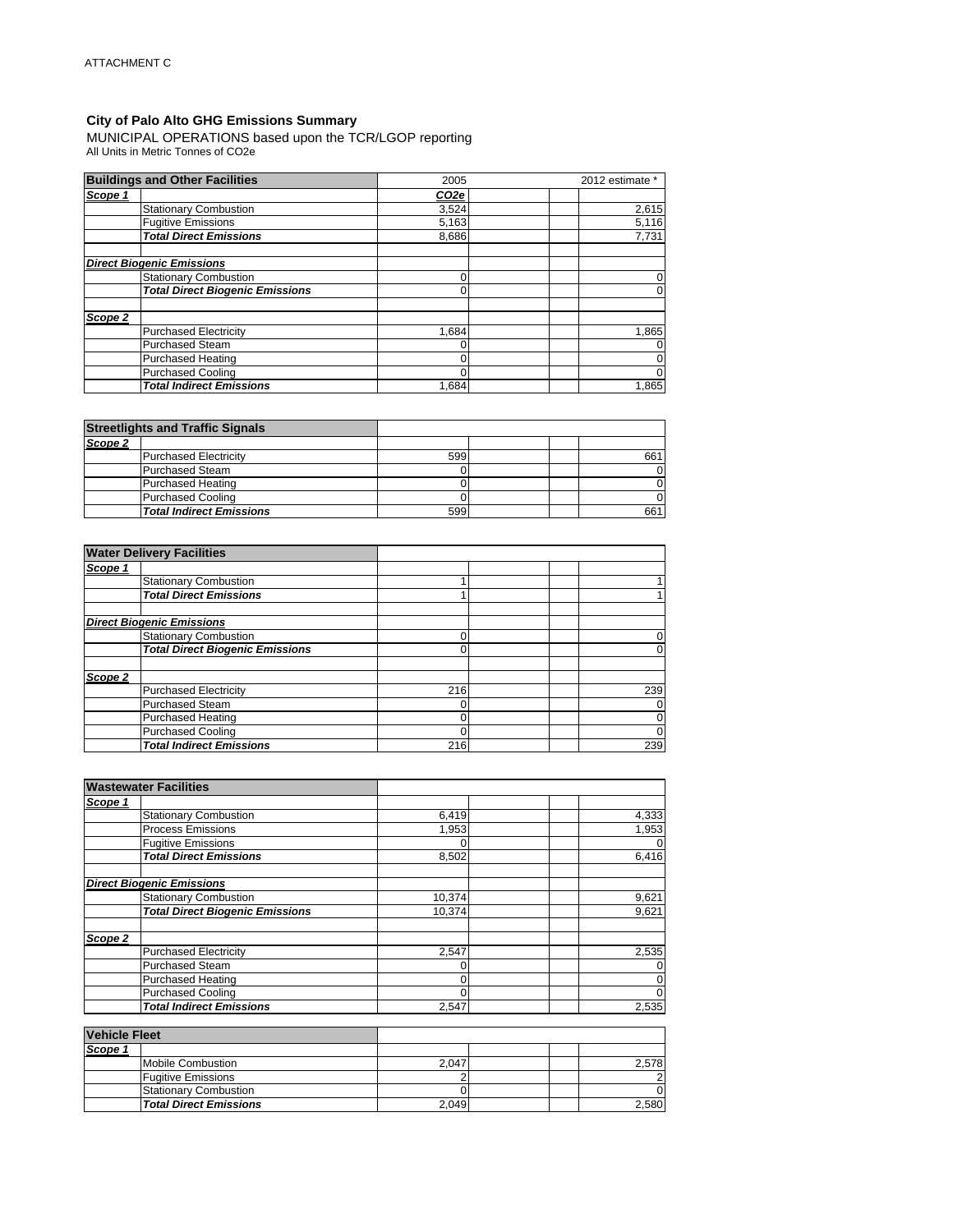ATTACHMENT C

**City of Palo Alto GHG Emissions Summary**

MUNICIPAL OPERATIONS based upon the TCR/LGOP reporting

All Units in Metric Tonnes of $CO_2e$

| **Buildings and Other Facilities** | | 2005 | | | 2012 estimate * |
|---|---|---|---|---|---|
| ***Scope 1*** | | ***CO2e*** | | | |
| | Stationary Combustion | 3,524 | | | 2,615 |
| | Fugitive Emissions | 5,163 | | | 5,116 |
| | ***Total Direct Emissions*** | 8,686 | | | 7,731 |
| | | | | | |
| ***Direct Biogenic Emissions*** | | | | | |
| | Stationary Combustion | 0 | | | 0 |
| | ***Total Direct Biogenic Emissions*** | 0 | | | 0 |
| | | | | | |
| ***Scope 2*** | | | | | |
| | Purchased Electricity | 1,684 | | | 1,865 |
| | Purchased Steam | 0 | | | 0 |
| | Purchased Heating | 0 | | | 0 |
| | Purchased Cooling | 0 | | | 0 |
| | ***Total Indirect Emissions*** | 1,684 | | | 1,865 |

| **Streetlights and Traffic Signals** | | | | | |
|---|---|---|---|---|---|
| ***Scope 2*** | | | | | |
| | Purchased Electricity | 599 | | | 661 |
| | Purchased Steam | 0 | | | 0 |
| | Purchased Heating | 0 | | | 0 |
| | Purchased Cooling | 0 | | | 0 |
| | ***Total Indirect Emissions*** | 599 | | | 661 |

| **Water Delivery Facilities** | | | | | |
|---|---|---|---|---|---|
| ***Scope 1*** | | | | | |
| | Stationary Combustion | 1 | | | 1 |
| | ***Total Direct Emissions*** | 1 | | | 1 |
| | | | | | |
| ***Direct Biogenic Emissions*** | | | | | |
| | Stationary Combustion | 0 | | | 0 |
| | ***Total Direct Biogenic Emissions*** | 0 | | | 0 |
| | | | | | |
| ***Scope 2*** | | | | | |
| | Purchased Electricity | 216 | | | 239 |
| | Purchased Steam | 0 | | | 0 |
| | Purchased Heating | 0 | | | 0 |
| | Purchased Cooling | 0 | | | 0 |
| | ***Total Indirect Emissions*** | 216 | | | 239 |

| **Wastewater Facilities** | | | | | |
|---|---|---|---|---|---|
| ***Scope 1*** | | | | | |
| | Stationary Combustion | 6,419 | | | 4,333 |
| | Process Emissions | 1,953 | | | 1,953 |
| | Fugitive Emissions | 0 | | | 0 |
| | ***Total Direct Emissions*** | 8,502 | | | 6,416 |
| | | | | | |
| ***Direct Biogenic Emissions*** | | | | | |
| | Stationary Combustion | 10,374 | | | 9,621 |
| | ***Total Direct Biogenic Emissions*** | 10,374 | | | 9,621 |
| | | | | | |
| ***Scope 2*** | | | | | |
| | Purchased Electricity | 2,547 | | | 2,535 |
| | Purchased Steam | 0 | | | 0 |
| | Purchased Heating | 0 | | | 0 |
| | Purchased Cooling | 0 | | | 0 |
| | ***Total Indirect Emissions*** | 2,547 | | | 2,535 |

| **Vehicle Fleet** | | | | | |
|---|---|---|---|---|---|
| ***Scope 1*** | | | | | |
| | Mobile Combustion | 2,047 | | | 2,578 |
| | Fugitive Emissions | 2 | | | 2 |
| | Stationary Combustion | 0 | | | 0 |
| | ***Total Direct Emissions*** | 2,049 | | | 2,580 |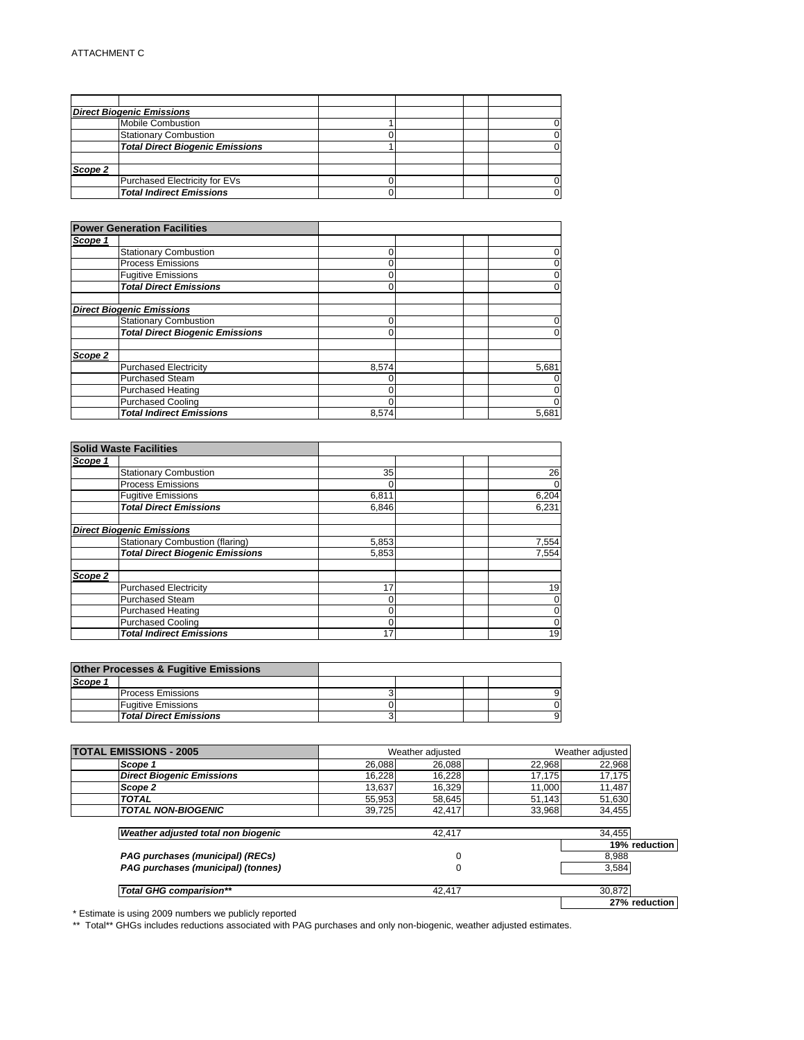ATTACHMENT C

| | | | | | |
|---|---|---|---|---|---|
| | | | | | |
| ***Direct Biogenic Emissions*** | | | | | |
| | Mobile Combustion | 1 | | | 0 |
| | Stationary Combustion | 0 | | | 0 |
| | ***Total Direct Biogenic Emissions*** | 1 | | | 0 |
| | | | | | |
| ***Scope 2*** | | | | | |
| | Purchased Electricity for EVs | 0 | | | 0 |
| | ***Total Indirect Emissions*** | 0 | | | 0 |

| **Power Generation Facilities** | | | | | |
|---|---|---|---|---|---|
| ***Scope 1*** | | | | | |
| | Stationary Combustion | 0 | | | 0 |
| | Process Emissions | 0 | | | 0 |
| | Fugitive Emissions | 0 | | | 0 |
| | ***Total Direct Emissions*** | 0 | | | 0 |
| | | | | | |
| ***Direct Biogenic Emissions*** | | | | | |
| | Stationary Combustion | 0 | | | 0 |
| | ***Total Direct Biogenic Emissions*** | 0 | | | 0 |
| | | | | | |
| ***Scope 2*** | | | | | |
| | Purchased Electricity | 8,574 | | | 5,681 |
| | Purchased Steam | 0 | | | 0 |
| | Purchased Heating | 0 | | | 0 |
| | Purchased Cooling | 0 | | | 0 |
| | ***Total Indirect Emissions*** | 8,574 | | | 5,681 |

| **Solid Waste Facilities** | | | | | |
|---|---|---|---|---|---|
| ***Scope 1*** | | | | | |
| | Stationary Combustion | 35 | | | 26 |
| | Process Emissions | 0 | | | 0 |
| | Fugitive Emissions | 6,811 | | | 6,204 |
| | ***Total Direct Emissions*** | 6,846 | | | 6,231 |
| | | | | | |
| ***Direct Biogenic Emissions*** | | | | | |
| | Stationary Combustion (flaring) | 5,853 | | | 7,554 |
| | ***Total Direct Biogenic Emissions*** | 5,853 | | | 7,554 |
| | | | | | |
| ***Scope 2*** | | | | | |
| | Purchased Electricity | 17 | | | 19 |
| | Purchased Steam | 0 | | | 0 |
| | Purchased Heating | 0 | | | 0 |
| | Purchased Cooling | 0 | | | 0 |
| | ***Total Indirect Emissions*** | 17 | | | 19 |

| **Other Processes & Fugitive Emissions** | | | | | |
|---|---|---|---|---|---|
| ***Scope 1*** | | | | | |
| | Process Emissions | 3 | | | 9 |
| | Fugitive Emissions | 0 | | | 0 |
| | ***Total Direct Emissions*** | 3 | | | 9 |

| **TOTAL EMISSIONS - 2005** | | | Weather adjusted | | Weather adjusted | |
|---|---|---|---|---|---|---|
| | ***Scope 1*** | 26,088 | 26,088 | 22,968 | 22,968 | |
| | ***Direct Biogenic Emissions*** | 16,228 | 16,228 | 17,175 | 17,175 | |
| | ***Scope 2*** | 13,637 | 16,329 | 11,000 | 11,487 | |
| | ***TOTAL*** | 55,953 | 58,645 | 51,143 | 51,630 | |
| | ***TOTAL NON-BIOGENIC*** | 39,725 | 42,417 | 33,968 | 34,455 | |
| | | | | | | |
| | ***Weather adjusted total non biogenic*** | | 42,417 | | 34,455 | |
| | | | | | | **19% reduction** |
| | ***PAG purchases (municipal) (RECs)*** | | 0 | | 8,988 | |
| | ***PAG purchases (municipal) (tonnes)*** | | 0 | | 3,584 | |
| | | | | | | |
| | ***Total GHG comparision**** | | 42,417 | | 30,872 | |
| | | | | | | **27% reduction** |

\* Estimate is using 2009 numbers we publicly reported

\** Total** GHGs includes reductions associated with PAG purchases and only non-biogenic, weather adjusted estimates.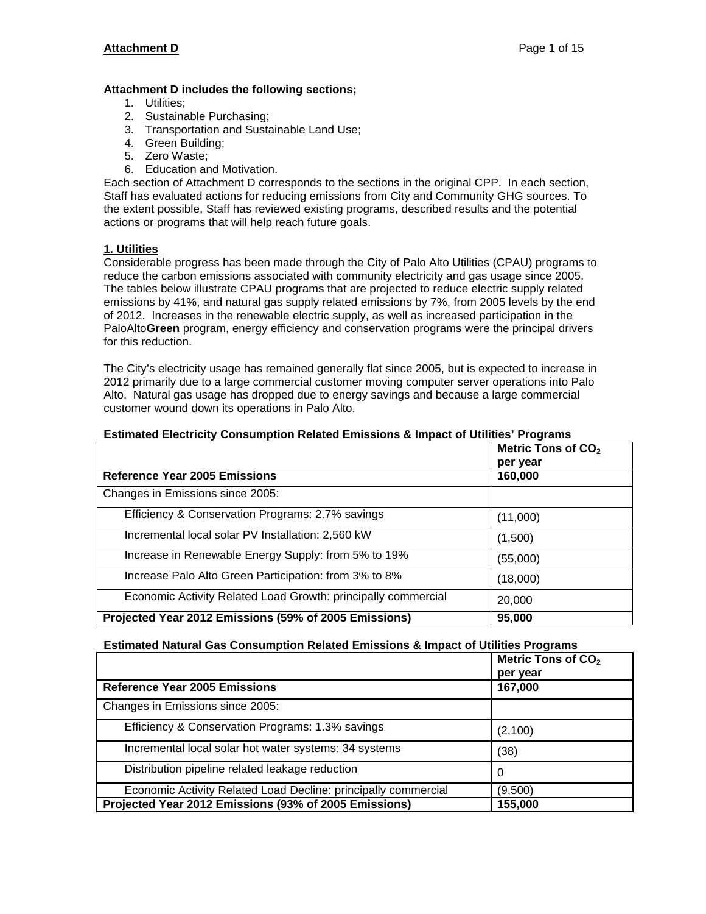**Attachment D**

**Attachment D includes the following sections;**

1. Utilities;
2. Sustainable Purchasing;
3. Transportation and Sustainable Land Use;
4. Green Building;
5. Zero Waste;
6. Education and Motivation.

Each section of Attachment D corresponds to the sections in the original CPP. In each section, Staff has evaluated actions for reducing emissions from City and Community GHG sources. To the extent possible, Staff has reviewed existing programs, described results and the potential actions or programs that will help reach future goals.

## 1. Utilities

Considerable progress has been made through the City of Palo Alto Utilities (CPAU) programs to reduce the carbon emissions associated with community electricity and gas usage since 2005. The tables below illustrate CPAU programs that are projected to reduce electric supply related emissions by 41%, and natural gas supply related emissions by 7%, from 2005 levels by the end of 2012. Increases in the renewable electric supply, as well as increased participation in the PaloAlto**Green** program, energy efficiency and conservation programs were the principal drivers for this reduction.

The City's electricity usage has remained generally flat since 2005, but is expected to increase in 2012 primarily due to a large commercial customer moving computer server operations into Palo Alto. Natural gas usage has dropped due to energy savings and because a large commercial customer wound down its operations in Palo Alto.

**Estimated Electricity Consumption Related Emissions & Impact of Utilities' Programs**

| | **Metric Tons of $CO_2$ per year** |
|---|---|
| **Reference Year 2005 Emissions** | **160,000** |
| Changes in Emissions since 2005: | |
| Efficiency & Conservation Programs: 2.7% savings | (11,000) |
| Incremental local solar PV Installation: 2,560 kW | (1,500) |
| Increase in Renewable Energy Supply: from 5% to 19% | (55,000) |
| Increase Palo Alto Green Participation: from 3% to 8% | (18,000) |
| Economic Activity Related Load Growth: principally commercial | 20,000 |
| **Projected Year 2012 Emissions (59% of 2005 Emissions)** | **95,000** |

**Estimated Natural Gas Consumption Related Emissions & Impact of Utilities Programs**

| | **Metric Tons of $CO_2$ per year** |
|---|---|
| **Reference Year 2005 Emissions** | **167,000** |
| Changes in Emissions since 2005: | |
| Efficiency & Conservation Programs: 1.3% savings | (2,100) |
| Incremental local solar hot water systems: 34 systems | (38) |
| Distribution pipeline related leakage reduction | 0 |
| Economic Activity Related Load Decline: principally commercial | (9,500) |
| **Projected Year 2012 Emissions (93% of 2005 Emissions)** | **155,000** |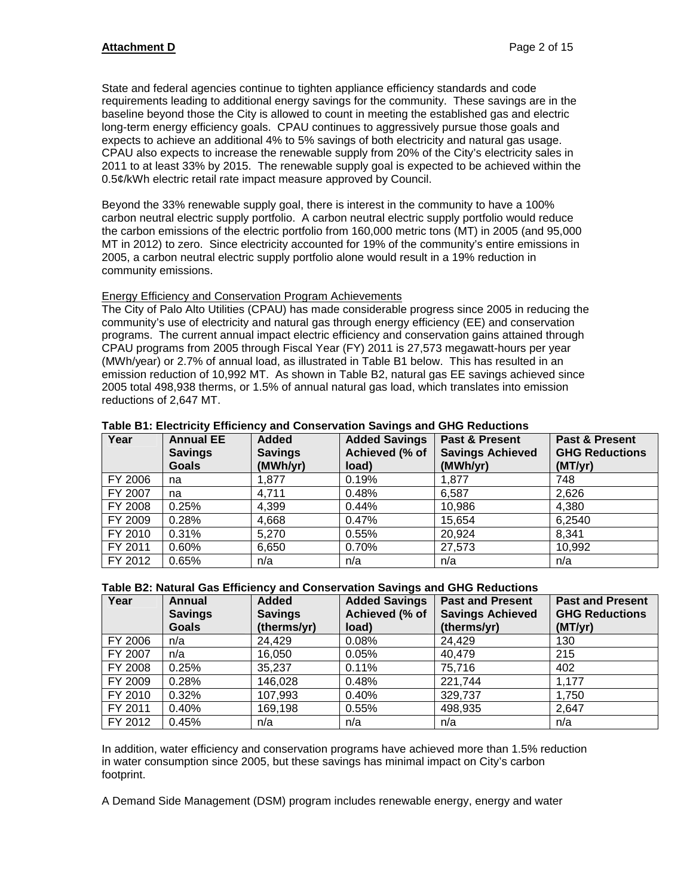State and federal agencies continue to tighten appliance efficiency standards and code requirements leading to additional energy savings for the community. These savings are in the baseline beyond those the City is allowed to count in meeting the established gas and electric long-term energy efficiency goals. CPAU continues to aggressively pursue those goals and expects to achieve an additional 4% to 5% savings of both electricity and natural gas usage. CPAU also expects to increase the renewable supply from 20% of the City's electricity sales in 2011 to at least 33% by 2015. The renewable supply goal is expected to be achieved within the 0.5¢/kWh electric retail rate impact measure approved by Council.

Beyond the 33% renewable supply goal, there is interest in the community to have a 100% carbon neutral electric supply portfolio. A carbon neutral electric supply portfolio would reduce the carbon emissions of the electric portfolio from 160,000 metric tons (MT) in 2005 (and 95,000 MT in 2012) to zero. Since electricity accounted for 19% of the community's entire emissions in 2005, a carbon neutral electric supply portfolio alone would result in a 19% reduction in community emissions.

Energy Efficiency and Conservation Program Achievements

The City of Palo Alto Utilities (CPAU) has made considerable progress since 2005 in reducing the community's use of electricity and natural gas through energy efficiency (EE) and conservation programs. The current annual impact electric efficiency and conservation gains attained through CPAU programs from 2005 through Fiscal Year (FY) 2011 is 27,573 megawatt-hours per year (MWh/year) or 2.7% of annual load, as illustrated in Table B1 below. This has resulted in an emission reduction of 10,992 MT. As shown in Table B2, natural gas EE savings achieved since 2005 total 498,938 therms, or 1.5% of annual natural gas load, which translates into emission reductions of 2,647 MT.

**Table B1: Electricity Efficiency and Conservation Savings and GHG Reductions**

| Year | Annual EE Savings Goals | Added Savings (MWh/yr) | Added Savings Achieved (% of load) | Past & Present Savings Achieved (MWh/yr) | Past & Present GHG Reductions (MT/yr) |
|---|---|---|---|---|---|
| FY 2006 | na | 1,877 | 0.19% | 1,877 | 748 |
| FY 2007 | na | 4,711 | 0.48% | 6,587 | 2,626 |
| FY 2008 | 0.25% | 4,399 | 0.44% | 10,986 | 4,380 |
| FY 2009 | 0.28% | 4,668 | 0.47% | 15,654 | 6,2540 |
| FY 2010 | 0.31% | 5,270 | 0.55% | 20,924 | 8,341 |
| FY 2011 | 0.60% | 6,650 | 0.70% | 27,573 | 10,992 |
| FY 2012 | 0.65% | n/a | n/a | n/a | n/a |

**Table B2: Natural Gas Efficiency and Conservation Savings and GHG Reductions**

| Year | Annual Savings Goals | Added Savings (therms/yr) | Added Savings Achieved (% of load) | Past and Present Savings Achieved (therms/yr) | Past and Present GHG Reductions (MT/yr) |
|---|---|---|---|---|---|
| FY 2006 | n/a | 24,429 | 0.08% | 24,429 | 130 |
| FY 2007 | n/a | 16,050 | 0.05% | 40,479 | 215 |
| FY 2008 | 0.25% | 35,237 | 0.11% | 75,716 | 402 |
| FY 2009 | 0.28% | 146,028 | 0.48% | 221,744 | 1,177 |
| FY 2010 | 0.32% | 107,993 | 0.40% | 329,737 | 1,750 |
| FY 2011 | 0.40% | 169,198 | 0.55% | 498,935 | 2,647 |
| FY 2012 | 0.45% | n/a | n/a | n/a | n/a |

In addition, water efficiency and conservation programs have achieved more than 1.5% reduction in water consumption since 2005, but these savings has minimal impact on City's carbon footprint.

A Demand Side Management (DSM) program includes renewable energy, energy and water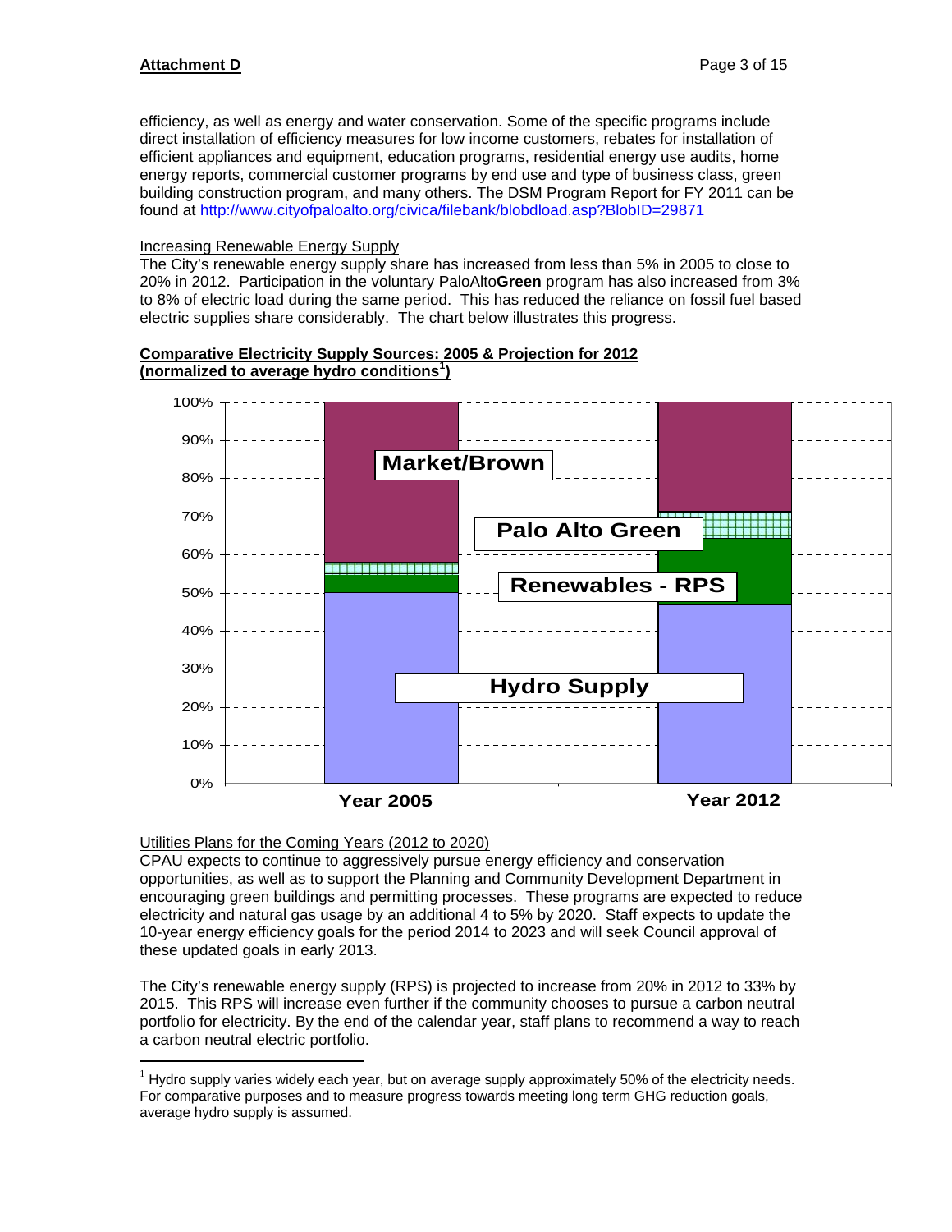efficiency, as well as energy and water conservation. Some of the specific programs include direct installation of efficiency measures for low income customers, rebates for installation of efficient appliances and equipment, education programs, residential energy use audits, home energy reports, commercial customer programs by end use and type of business class, green building construction program, and many others. The DSM Program Report for FY 2011 can be found at http://www.cityofpaloalto.org/civica/filebank/blobdload.asp?BlobID=29871

Increasing Renewable Energy Supply

The City's renewable energy supply share has increased from less than 5% in 2005 to close to 20% in 2012. Participation in the voluntary PaloAlto**Green** program has also increased from 3% to 8% of electric load during the same period. This has reduced the reliance on fossil fuel based electric supplies share considerably. The chart below illustrates this progress.

**Comparative Electricity Supply Sources: 2005 & Projection for 2012 (normalized to average hydro conditions[1])**

Market/Brown

Palo Alto Green

Renewables - RPS

Hydro Supply

Year 2005

Year 2012

Utilities Plans for the Coming Years (2012 to 2020)

CPAU expects to continue to aggressively pursue energy efficiency and conservation opportunities, as well as to support the Planning and Community Development Department in encouraging green buildings and permitting processes. These programs are expected to reduce electricity and natural gas usage by an additional 4 to 5% by 2020. Staff expects to update the 10-year energy efficiency goals for the period 2014 to 2023 and will seek Council approval of these updated goals in early 2013.

The City's renewable energy supply (RPS) is projected to increase from 20% in 2012 to 33% by 2015. This RPS will increase even further if the community chooses to pursue a carbon neutral portfolio for electricity. By the end of the calendar year, staff plans to recommend a way to reach a carbon neutral electric portfolio.

[1] Hydro supply varies widely each year, but on average supply approximately 50% of the electricity needs. For comparative purposes and to measure progress towards meeting long term GHG reduction goals, average hydro supply is assumed.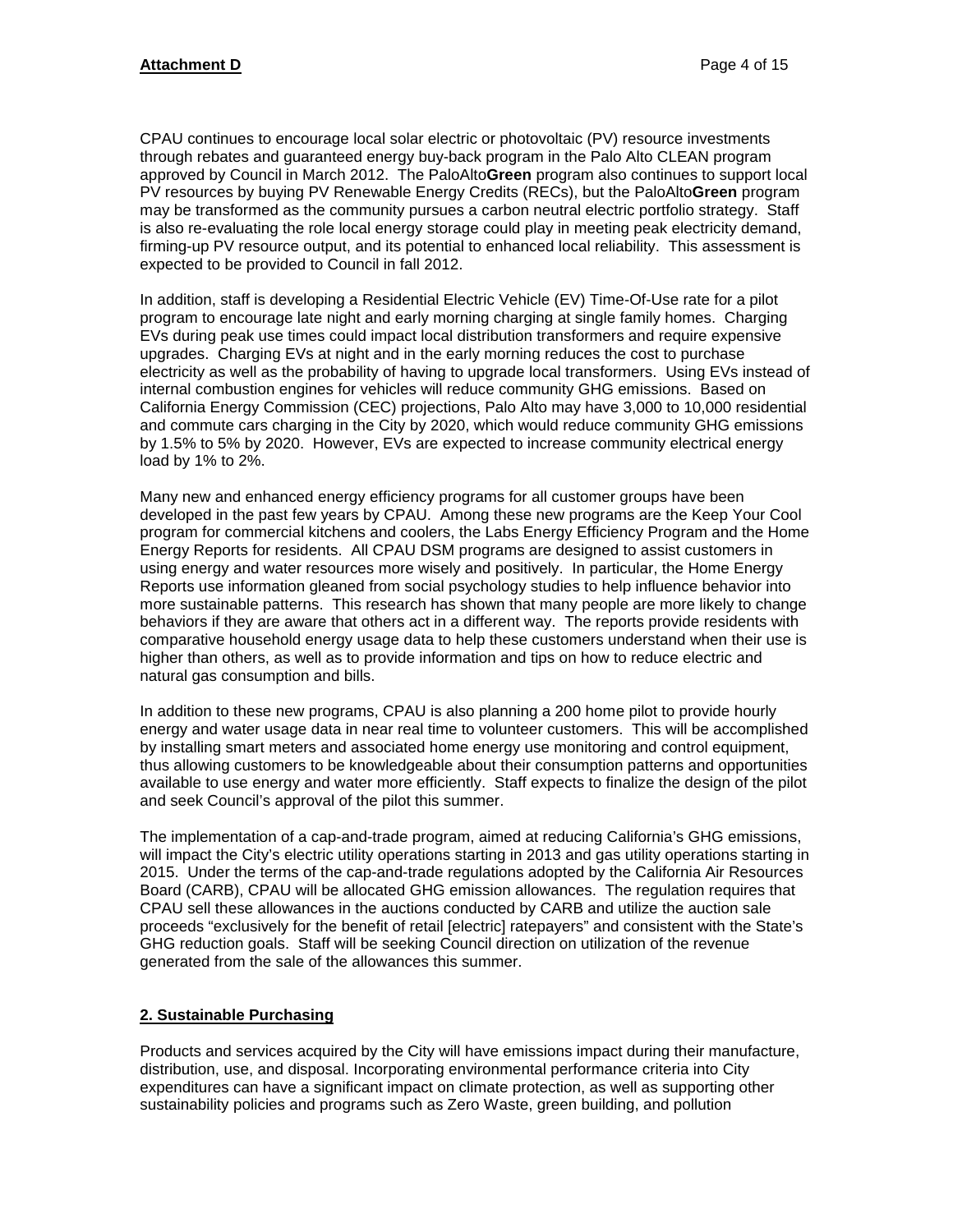CPAU continues to encourage local solar electric or photovoltaic (PV) resource investments through rebates and guaranteed energy buy-back program in the Palo Alto CLEAN program approved by Council in March 2012. The PaloAlto**Green** program also continues to support local PV resources by buying PV Renewable Energy Credits (RECs), but the PaloAlto**Green** program may be transformed as the community pursues a carbon neutral electric portfolio strategy. Staff is also re-evaluating the role local energy storage could play in meeting peak electricity demand, firming-up PV resource output, and its potential to enhanced local reliability. This assessment is expected to be provided to Council in fall 2012.

In addition, staff is developing a Residential Electric Vehicle (EV) Time-Of-Use rate for a pilot program to encourage late night and early morning charging at single family homes. Charging EVs during peak use times could impact local distribution transformers and require expensive upgrades. Charging EVs at night and in the early morning reduces the cost to purchase electricity as well as the probability of having to upgrade local transformers. Using EVs instead of internal combustion engines for vehicles will reduce community GHG emissions. Based on California Energy Commission (CEC) projections, Palo Alto may have 3,000 to 10,000 residential and commute cars charging in the City by 2020, which would reduce community GHG emissions by 1.5% to 5% by 2020. However, EVs are expected to increase community electrical energy load by 1% to 2%.

Many new and enhanced energy efficiency programs for all customer groups have been developed in the past few years by CPAU. Among these new programs are the Keep Your Cool program for commercial kitchens and coolers, the Labs Energy Efficiency Program and the Home Energy Reports for residents. All CPAU DSM programs are designed to assist customers in using energy and water resources more wisely and positively. In particular, the Home Energy Reports use information gleaned from social psychology studies to help influence behavior into more sustainable patterns. This research has shown that many people are more likely to change behaviors if they are aware that others act in a different way. The reports provide residents with comparative household energy usage data to help these customers understand when their use is higher than others, as well as to provide information and tips on how to reduce electric and natural gas consumption and bills.

In addition to these new programs, CPAU is also planning a 200 home pilot to provide hourly energy and water usage data in near real time to volunteer customers. This will be accomplished by installing smart meters and associated home energy use monitoring and control equipment, thus allowing customers to be knowledgeable about their consumption patterns and opportunities available to use energy and water more efficiently. Staff expects to finalize the design of the pilot and seek Council's approval of the pilot this summer.

The implementation of a cap-and-trade program, aimed at reducing California's GHG emissions, will impact the City's electric utility operations starting in 2013 and gas utility operations starting in 2015. Under the terms of the cap-and-trade regulations adopted by the California Air Resources Board (CARB), CPAU will be allocated GHG emission allowances. The regulation requires that CPAU sell these allowances in the auctions conducted by CARB and utilize the auction sale proceeds "exclusively for the benefit of retail [electric] ratepayers" and consistent with the State's GHG reduction goals. Staff will be seeking Council direction on utilization of the revenue generated from the sale of the allowances this summer.

## 2. Sustainable Purchasing

Products and services acquired by the City will have emissions impact during their manufacture, distribution, use, and disposal. Incorporating environmental performance criteria into City expenditures can have a significant impact on climate protection, as well as supporting other sustainability policies and programs such as Zero Waste, green building, and pollution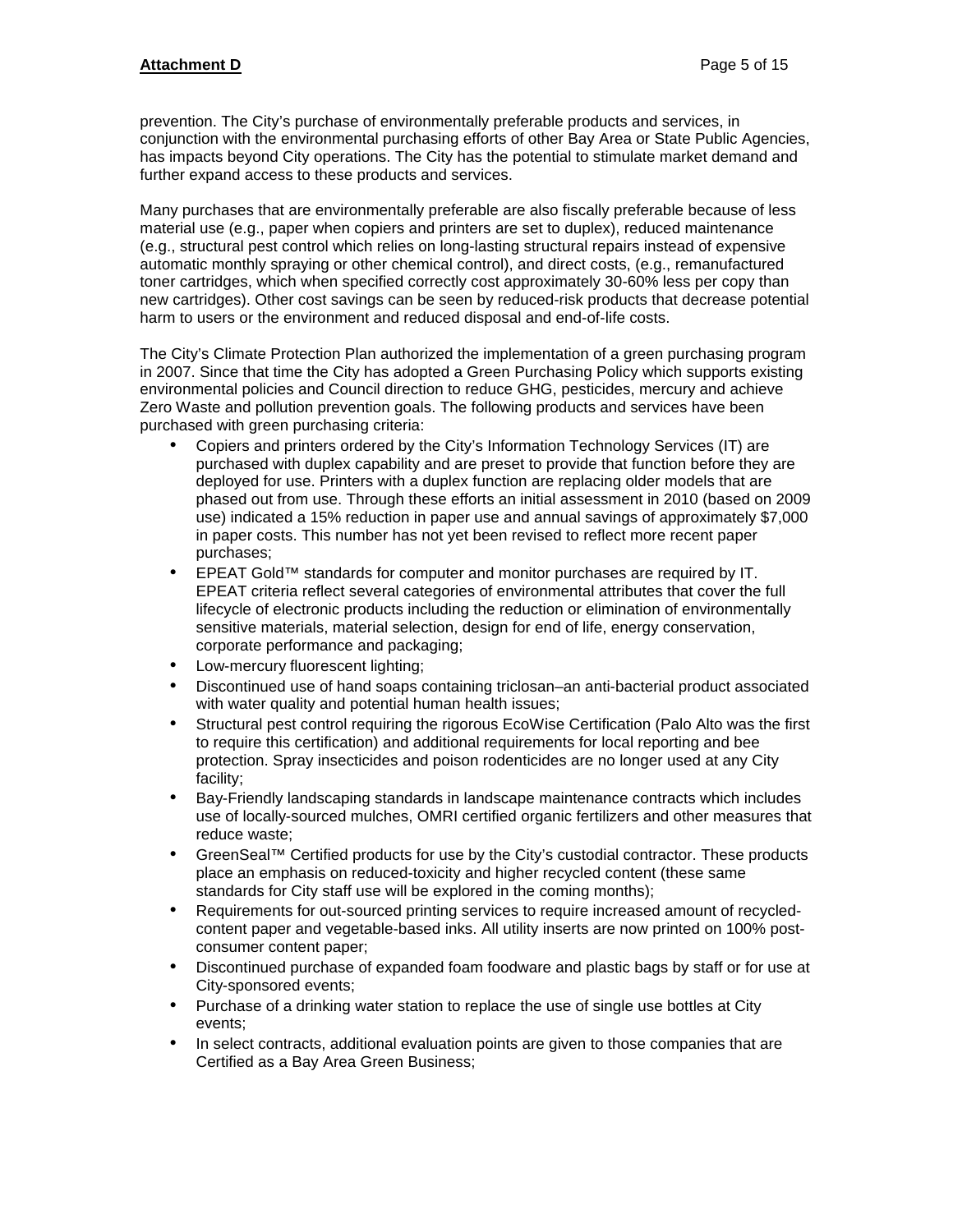prevention. The City's purchase of environmentally preferable products and services, in conjunction with the environmental purchasing efforts of other Bay Area or State Public Agencies, has impacts beyond City operations. The City has the potential to stimulate market demand and further expand access to these products and services.

Many purchases that are environmentally preferable are also fiscally preferable because of less material use (e.g., paper when copiers and printers are set to duplex), reduced maintenance (e.g., structural pest control which relies on long-lasting structural repairs instead of expensive automatic monthly spraying or other chemical control), and direct costs, (e.g., remanufactured toner cartridges, which when specified correctly cost approximately 30-60% less per copy than new cartridges). Other cost savings can be seen by reduced-risk products that decrease potential harm to users or the environment and reduced disposal and end-of-life costs.

The City's Climate Protection Plan authorized the implementation of a green purchasing program in 2007. Since that time the City has adopted a Green Purchasing Policy which supports existing environmental policies and Council direction to reduce GHG, pesticides, mercury and achieve Zero Waste and pollution prevention goals. The following products and services have been purchased with green purchasing criteria:

- Copiers and printers ordered by the City's Information Technology Services (IT) are purchased with duplex capability and are preset to provide that function before they are deployed for use. Printers with a duplex function are replacing older models that are phased out from use. Through these efforts an initial assessment in 2010 (based on 2009 use) indicated a 15% reduction in paper use and annual savings of approximately $7,000 in paper costs. This number has not yet been revised to reflect more recent paper purchases;
- EPEAT Gold™ standards for computer and monitor purchases are required by IT. EPEAT criteria reflect several categories of environmental attributes that cover the full lifecycle of electronic products including the reduction or elimination of environmentally sensitive materials, material selection, design for end of life, energy conservation, corporate performance and packaging;
- Low-mercury fluorescent lighting;
- Discontinued use of hand soaps containing triclosan–an anti-bacterial product associated with water quality and potential human health issues;
- Structural pest control requiring the rigorous EcoWise Certification (Palo Alto was the first to require this certification) and additional requirements for local reporting and bee protection. Spray insecticides and poison rodenticides are no longer used at any City facility;
- Bay-Friendly landscaping standards in landscape maintenance contracts which includes use of locally-sourced mulches, OMRI certified organic fertilizers and other measures that reduce waste;
- GreenSeal™ Certified products for use by the City's custodial contractor. These products place an emphasis on reduced-toxicity and higher recycled content (these same standards for City staff use will be explored in the coming months);
- Requirements for out-sourced printing services to require increased amount of recycled-content paper and vegetable-based inks. All utility inserts are now printed on 100% post-consumer content paper;
- Discontinued purchase of expanded foam foodware and plastic bags by staff or for use at City-sponsored events;
- Purchase of a drinking water station to replace the use of single use bottles at City events;
- In select contracts, additional evaluation points are given to those companies that are Certified as a Bay Area Green Business;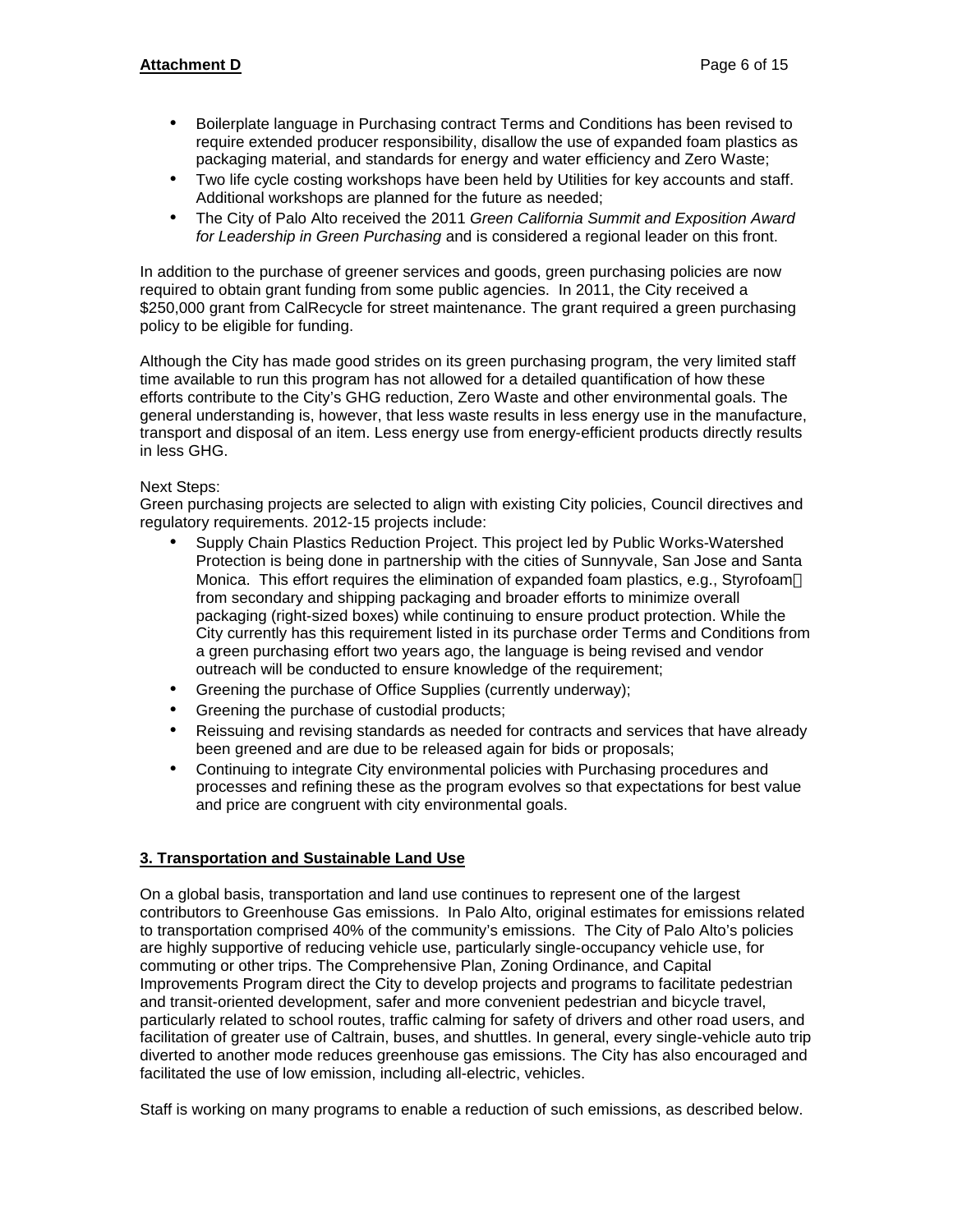- Boilerplate language in Purchasing contract Terms and Conditions has been revised to require extended producer responsibility, disallow the use of expanded foam plastics as packaging material, and standards for energy and water efficiency and Zero Waste;
- Two life cycle costing workshops have been held by Utilities for key accounts and staff. Additional workshops are planned for the future as needed;
- The City of Palo Alto received the 2011 *Green California Summit and Exposition Award for Leadership in Green Purchasing* and is considered a regional leader on this front.

In addition to the purchase of greener services and goods, green purchasing policies are now required to obtain grant funding from some public agencies. In 2011, the City received a $250,000 grant from CalRecycle for street maintenance. The grant required a green purchasing policy to be eligible for funding.

Although the City has made good strides on its green purchasing program, the very limited staff time available to run this program has not allowed for a detailed quantification of how these efforts contribute to the City's GHG reduction, Zero Waste and other environmental goals. The general understanding is, however, that less waste results in less energy use in the manufacture, transport and disposal of an item. Less energy use from energy-efficient products directly results in less GHG.

Next Steps:
Green purchasing projects are selected to align with existing City policies, Council directives and regulatory requirements. 2012-15 projects include:

- Supply Chain Plastics Reduction Project. This project led by Public Works-Watershed Protection is being done in partnership with the cities of Sunnyvale, San Jose and Santa Monica. This effort requires the elimination of expanded foam plastics, e.g., Styrofoam from secondary and shipping packaging and broader efforts to minimize overall packaging (right-sized boxes) while continuing to ensure product protection. While the City currently has this requirement listed in its purchase order Terms and Conditions from a green purchasing effort two years ago, the language is being revised and vendor outreach will be conducted to ensure knowledge of the requirement;
- Greening the purchase of Office Supplies (currently underway);
- Greening the purchase of custodial products;
- Reissuing and revising standards as needed for contracts and services that have already been greened and are due to be released again for bids or proposals;
- Continuing to integrate City environmental policies with Purchasing procedures and processes and refining these as the program evolves so that expectations for best value and price are congruent with city environmental goals.

## 3. Transportation and Sustainable Land Use

On a global basis, transportation and land use continues to represent one of the largest contributors to Greenhouse Gas emissions. In Palo Alto, original estimates for emissions related to transportation comprised 40% of the community's emissions. The City of Palo Alto's policies are highly supportive of reducing vehicle use, particularly single-occupancy vehicle use, for commuting or other trips. The Comprehensive Plan, Zoning Ordinance, and Capital Improvements Program direct the City to develop projects and programs to facilitate pedestrian and transit-oriented development, safer and more convenient pedestrian and bicycle travel, particularly related to school routes, traffic calming for safety of drivers and other road users, and facilitation of greater use of Caltrain, buses, and shuttles. In general, every single-vehicle auto trip diverted to another mode reduces greenhouse gas emissions. The City has also encouraged and facilitated the use of low emission, including all-electric, vehicles.

Staff is working on many programs to enable a reduction of such emissions, as described below.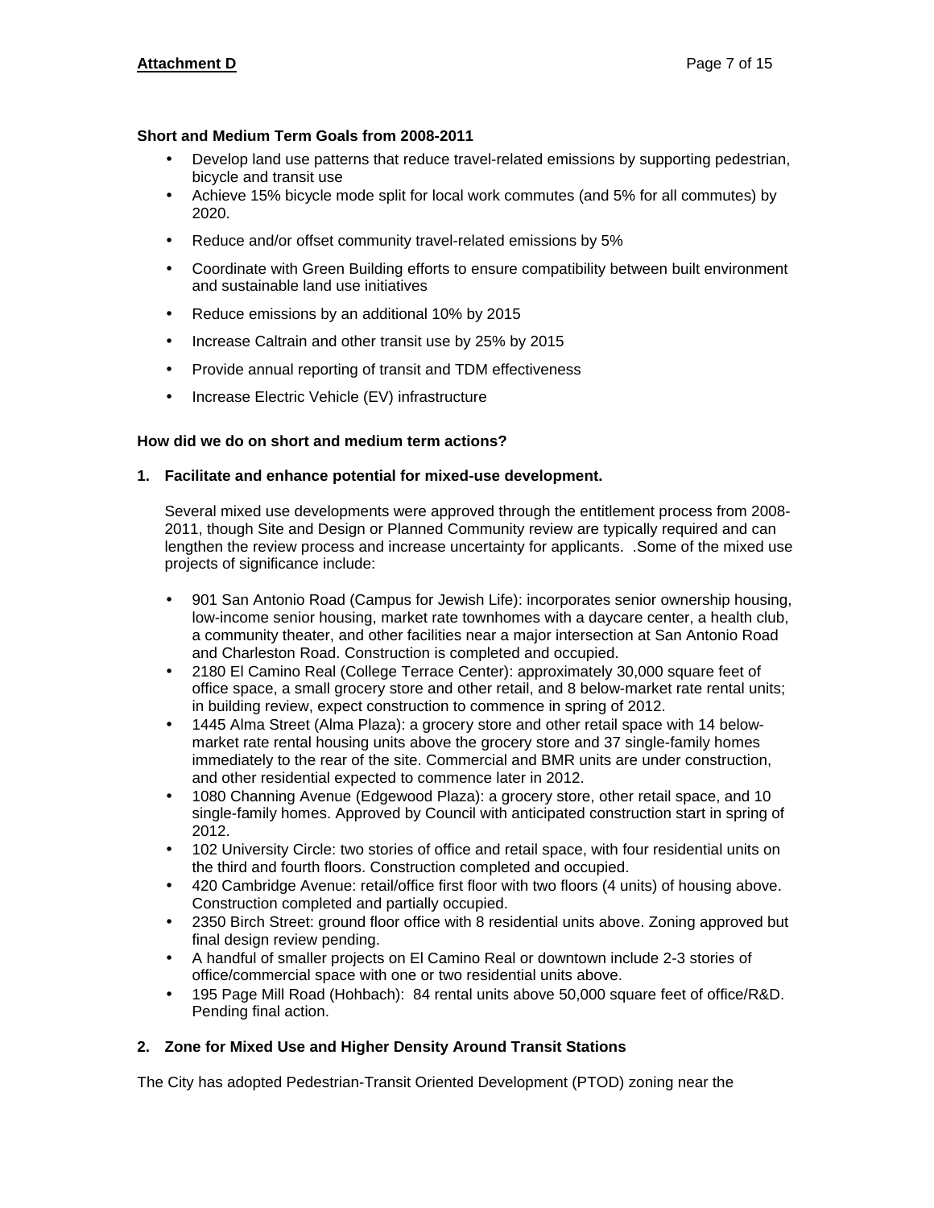**Short and Medium Term Goals from 2008-2011**

- Develop land use patterns that reduce travel-related emissions by supporting pedestrian, bicycle and transit use
- Achieve 15% bicycle mode split for local work commutes (and 5% for all commutes) by 2020.
- Reduce and/or offset community travel-related emissions by 5%
- Coordinate with Green Building efforts to ensure compatibility between built environment and sustainable land use initiatives
- Reduce emissions by an additional 10% by 2015
- Increase Caltrain and other transit use by 25% by 2015
- Provide annual reporting of transit and TDM effectiveness
- Increase Electric Vehicle (EV) infrastructure

**How did we do on short and medium term actions?**

**1. Facilitate and enhance potential for mixed-use development.**

Several mixed use developments were approved through the entitlement process from 2008-2011, though Site and Design or Planned Community review are typically required and can lengthen the review process and increase uncertainty for applicants. .Some of the mixed use projects of significance include:

- 901 San Antonio Road (Campus for Jewish Life): incorporates senior ownership housing, low-income senior housing, market rate townhomes with a daycare center, a health club, a community theater, and other facilities near a major intersection at San Antonio Road and Charleston Road. Construction is completed and occupied.
- 2180 El Camino Real (College Terrace Center): approximately 30,000 square feet of office space, a small grocery store and other retail, and 8 below-market rate rental units; in building review, expect construction to commence in spring of 2012.
- 1445 Alma Street (Alma Plaza): a grocery store and other retail space with 14 below-market rate rental housing units above the grocery store and 37 single-family homes immediately to the rear of the site. Commercial and BMR units are under construction, and other residential expected to commence later in 2012.
- 1080 Channing Avenue (Edgewood Plaza): a grocery store, other retail space, and 10 single-family homes. Approved by Council with anticipated construction start in spring of 2012.
- 102 University Circle: two stories of office and retail space, with four residential units on the third and fourth floors. Construction completed and occupied.
- 420 Cambridge Avenue: retail/office first floor with two floors (4 units) of housing above. Construction completed and partially occupied.
- 2350 Birch Street: ground floor office with 8 residential units above. Zoning approved but final design review pending.
- A handful of smaller projects on El Camino Real or downtown include 2-3 stories of office/commercial space with one or two residential units above.
- 195 Page Mill Road (Hohbach): 84 rental units above 50,000 square feet of office/R&D. Pending final action.

**2. Zone for Mixed Use and Higher Density Around Transit Stations**

The City has adopted Pedestrian-Transit Oriented Development (PTOD) zoning near the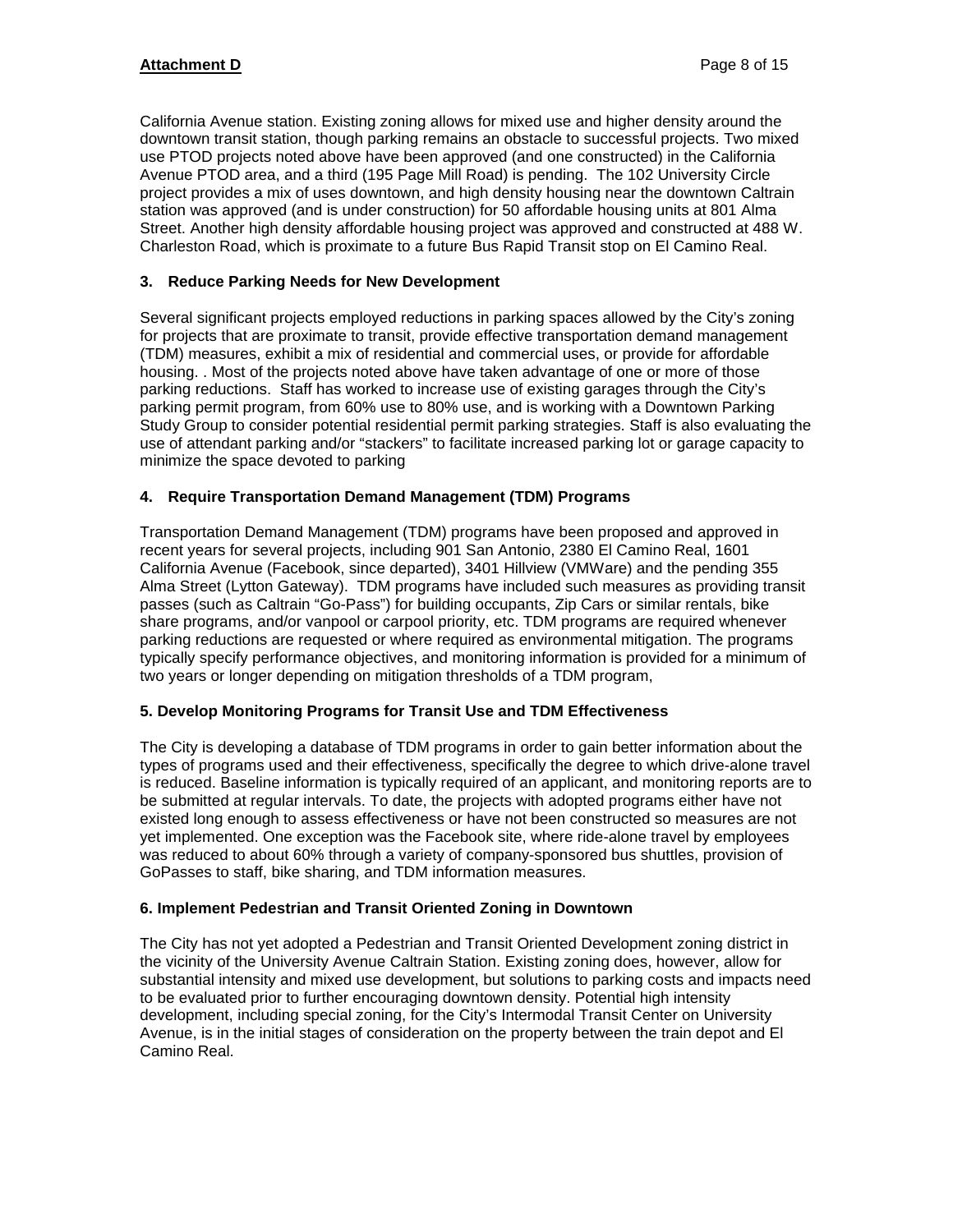California Avenue station. Existing zoning allows for mixed use and higher density around the downtown transit station, though parking remains an obstacle to successful projects. Two mixed use PTOD projects noted above have been approved (and one constructed) in the California Avenue PTOD area, and a third (195 Page Mill Road) is pending. The 102 University Circle project provides a mix of uses downtown, and high density housing near the downtown Caltrain station was approved (and is under construction) for 50 affordable housing units at 801 Alma Street. Another high density affordable housing project was approved and constructed at 488 W. Charleston Road, which is proximate to a future Bus Rapid Transit stop on El Camino Real.

### 3. Reduce Parking Needs for New Development

Several significant projects employed reductions in parking spaces allowed by the City's zoning for projects that are proximate to transit, provide effective transportation demand management (TDM) measures, exhibit a mix of residential and commercial uses, or provide for affordable housing. . Most of the projects noted above have taken advantage of one or more of those parking reductions. Staff has worked to increase use of existing garages through the City's parking permit program, from 60% use to 80% use, and is working with a Downtown Parking Study Group to consider potential residential permit parking strategies. Staff is also evaluating the use of attendant parking and/or "stackers" to facilitate increased parking lot or garage capacity to minimize the space devoted to parking

### 4. Require Transportation Demand Management (TDM) Programs

Transportation Demand Management (TDM) programs have been proposed and approved in recent years for several projects, including 901 San Antonio, 2380 El Camino Real, 1601 California Avenue (Facebook, since departed), 3401 Hillview (VMWare) and the pending 355 Alma Street (Lytton Gateway). TDM programs have included such measures as providing transit passes (such as Caltrain "Go-Pass") for building occupants, Zip Cars or similar rentals, bike share programs, and/or vanpool or carpool priority, etc. TDM programs are required whenever parking reductions are requested or where required as environmental mitigation. The programs typically specify performance objectives, and monitoring information is provided for a minimum of two years or longer depending on mitigation thresholds of a TDM program,

### 5. Develop Monitoring Programs for Transit Use and TDM Effectiveness

The City is developing a database of TDM programs in order to gain better information about the types of programs used and their effectiveness, specifically the degree to which drive-alone travel is reduced. Baseline information is typically required of an applicant, and monitoring reports are to be submitted at regular intervals. To date, the projects with adopted programs either have not existed long enough to assess effectiveness or have not been constructed so measures are not yet implemented. One exception was the Facebook site, where ride-alone travel by employees was reduced to about 60% through a variety of company-sponsored bus shuttles, provision of GoPasses to staff, bike sharing, and TDM information measures.

### 6. Implement Pedestrian and Transit Oriented Zoning in Downtown

The City has not yet adopted a Pedestrian and Transit Oriented Development zoning district in the vicinity of the University Avenue Caltrain Station. Existing zoning does, however, allow for substantial intensity and mixed use development, but solutions to parking costs and impacts need to be evaluated prior to further encouraging downtown density. Potential high intensity development, including special zoning, for the City's Intermodal Transit Center on University Avenue, is in the initial stages of consideration on the property between the train depot and El Camino Real.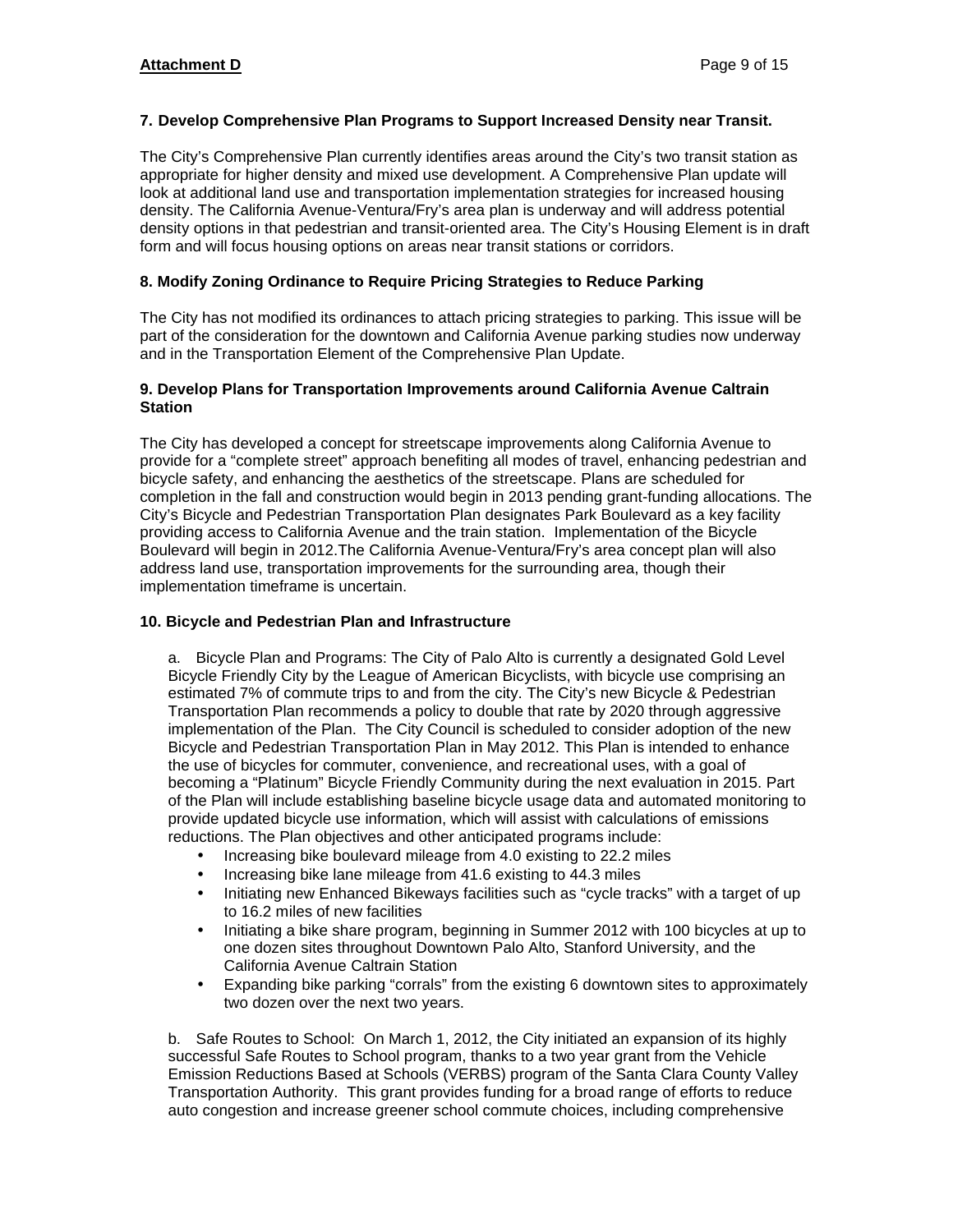**7. Develop Comprehensive Plan Programs to Support Increased Density near Transit.**

The City's Comprehensive Plan currently identifies areas around the City's two transit station as appropriate for higher density and mixed use development. A Comprehensive Plan update will look at additional land use and transportation implementation strategies for increased housing density. The California Avenue-Ventura/Fry's area plan is underway and will address potential density options in that pedestrian and transit-oriented area. The City's Housing Element is in draft form and will focus housing options on areas near transit stations or corridors.

**8. Modify Zoning Ordinance to Require Pricing Strategies to Reduce Parking**

The City has not modified its ordinances to attach pricing strategies to parking. This issue will be part of the consideration for the downtown and California Avenue parking studies now underway and in the Transportation Element of the Comprehensive Plan Update.

**9. Develop Plans for Transportation Improvements around California Avenue Caltrain Station**

The City has developed a concept for streetscape improvements along California Avenue to provide for a "complete street" approach benefiting all modes of travel, enhancing pedestrian and bicycle safety, and enhancing the aesthetics of the streetscape. Plans are scheduled for completion in the fall and construction would begin in 2013 pending grant-funding allocations. The City's Bicycle and Pedestrian Transportation Plan designates Park Boulevard as a key facility providing access to California Avenue and the train station. Implementation of the Bicycle Boulevard will begin in 2012.The California Avenue-Ventura/Fry's area concept plan will also address land use, transportation improvements for the surrounding area, though their implementation timeframe is uncertain.

**10. Bicycle and Pedestrian Plan and Infrastructure**

a. Bicycle Plan and Programs: The City of Palo Alto is currently a designated Gold Level Bicycle Friendly City by the League of American Bicyclists, with bicycle use comprising an estimated 7% of commute trips to and from the city. The City's new Bicycle & Pedestrian Transportation Plan recommends a policy to double that rate by 2020 through aggressive implementation of the Plan. The City Council is scheduled to consider adoption of the new Bicycle and Pedestrian Transportation Plan in May 2012. This Plan is intended to enhance the use of bicycles for commuter, convenience, and recreational uses, with a goal of becoming a "Platinum" Bicycle Friendly Community during the next evaluation in 2015. Part of the Plan will include establishing baseline bicycle usage data and automated monitoring to provide updated bicycle use information, which will assist with calculations of emissions reductions. The Plan objectives and other anticipated programs include:

- Increasing bike boulevard mileage from 4.0 existing to 22.2 miles
- Increasing bike lane mileage from 41.6 existing to 44.3 miles
- Initiating new Enhanced Bikeways facilities such as "cycle tracks" with a target of up to 16.2 miles of new facilities
- Initiating a bike share program, beginning in Summer 2012 with 100 bicycles at up to one dozen sites throughout Downtown Palo Alto, Stanford University, and the California Avenue Caltrain Station
- Expanding bike parking "corrals" from the existing 6 downtown sites to approximately two dozen over the next two years.

b. Safe Routes to School: On March 1, 2012, the City initiated an expansion of its highly successful Safe Routes to School program, thanks to a two year grant from the Vehicle Emission Reductions Based at Schools (VERBS) program of the Santa Clara County Valley Transportation Authority. This grant provides funding for a broad range of efforts to reduce auto congestion and increase greener school commute choices, including comprehensive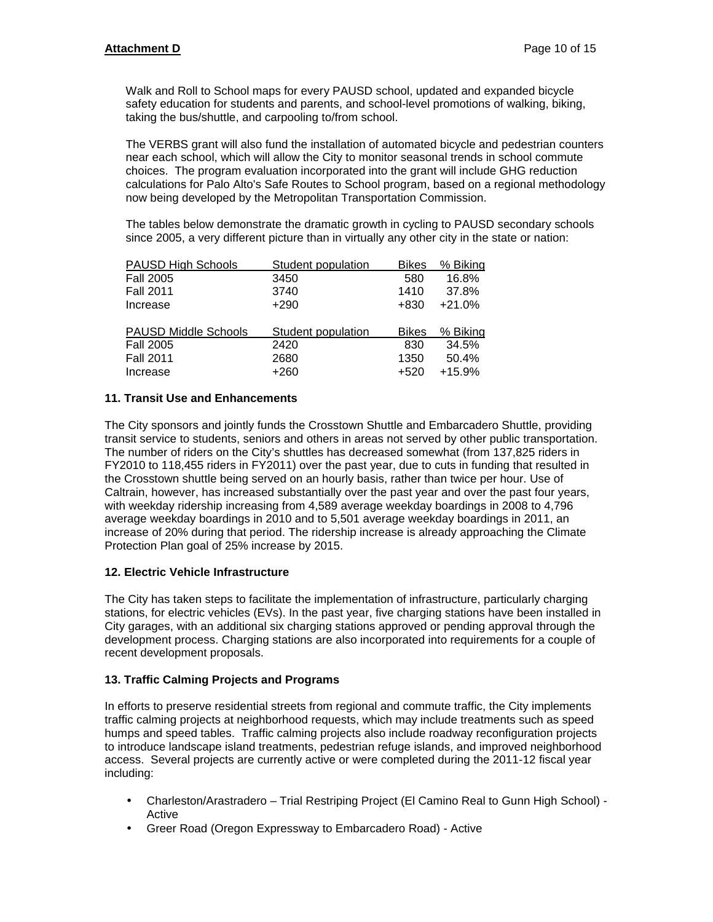Walk and Roll to School maps for every PAUSD school, updated and expanded bicycle safety education for students and parents, and school-level promotions of walking, biking, taking the bus/shuttle, and carpooling to/from school.

The VERBS grant will also fund the installation of automated bicycle and pedestrian counters near each school, which will allow the City to monitor seasonal trends in school commute choices. The program evaluation incorporated into the grant will include GHG reduction calculations for Palo Alto's Safe Routes to School program, based on a regional methodology now being developed by the Metropolitan Transportation Commission.

The tables below demonstrate the dramatic growth in cycling to PAUSD secondary schools since 2005, a very different picture than in virtually any other city in the state or nation:

| PAUSD High Schools | Student population | Bikes | % Biking |
|---|---|---|---|
| Fall 2005 | 3450 | 580 | 16.8% |
| Fall 2011 | 3740 | 1410 | 37.8% |
| Increase | +290 | +830 | +21.0% |

| PAUSD Middle Schools | Student population | Bikes | % Biking |
|---|---|---|---|
| Fall 2005 | 2420 | 830 | 34.5% |
| Fall 2011 | 2680 | 1350 | 50.4% |
| Increase | +260 | +520 | +15.9% |

### 11. Transit Use and Enhancements

The City sponsors and jointly funds the Crosstown Shuttle and Embarcadero Shuttle, providing transit service to students, seniors and others in areas not served by other public transportation. The number of riders on the City's shuttles has decreased somewhat (from 137,825 riders in FY2010 to 118,455 riders in FY2011) over the past year, due to cuts in funding that resulted in the Crosstown shuttle being served on an hourly basis, rather than twice per hour. Use of Caltrain, however, has increased substantially over the past year and over the past four years, with weekday ridership increasing from 4,589 average weekday boardings in 2008 to 4,796 average weekday boardings in 2010 and to 5,501 average weekday boardings in 2011, an increase of 20% during that period. The ridership increase is already approaching the Climate Protection Plan goal of 25% increase by 2015.

### 12. Electric Vehicle Infrastructure

The City has taken steps to facilitate the implementation of infrastructure, particularly charging stations, for electric vehicles (EVs). In the past year, five charging stations have been installed in City garages, with an additional six charging stations approved or pending approval through the development process. Charging stations are also incorporated into requirements for a couple of recent development proposals.

### 13. Traffic Calming Projects and Programs

In efforts to preserve residential streets from regional and commute traffic, the City implements traffic calming projects at neighborhood requests, which may include treatments such as speed humps and speed tables. Traffic calming projects also include roadway reconfiguration projects to introduce landscape island treatments, pedestrian refuge islands, and improved neighborhood access. Several projects are currently active or were completed during the 2011-12 fiscal year including:

- Charleston/Arastradero – Trial Restriping Project (El Camino Real to Gunn High School) - Active
- Greer Road (Oregon Expressway to Embarcadero Road) - Active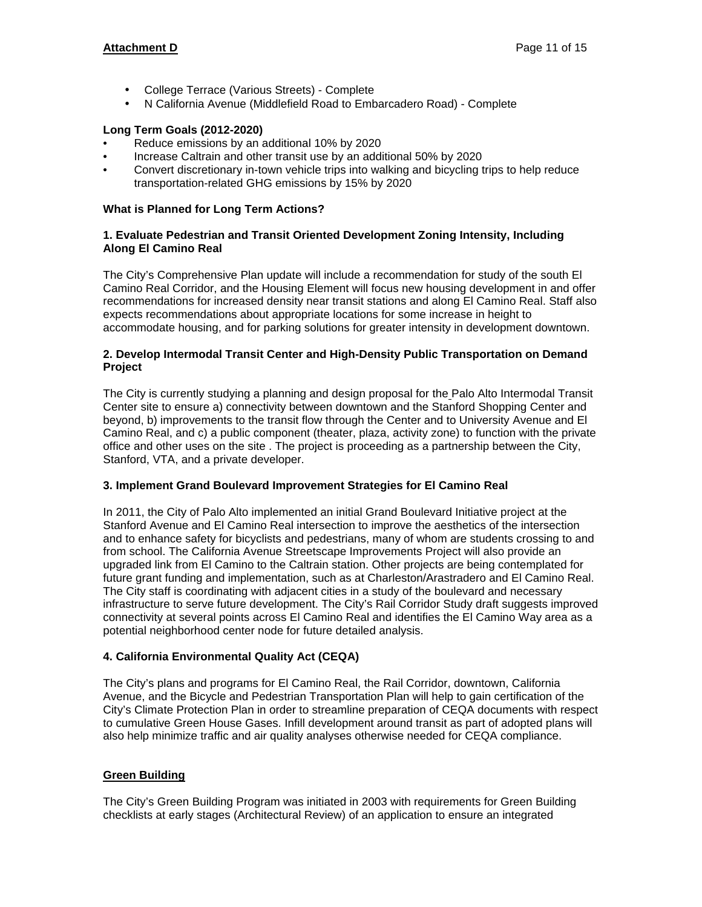- College Terrace (Various Streets) - Complete
- N California Avenue (Middlefield Road to Embarcadero Road) - Complete

**Long Term Goals (2012-2020)**

- Reduce emissions by an additional 10% by 2020
- Increase Caltrain and other transit use by an additional 50% by 2020
- Convert discretionary in-town vehicle trips into walking and bicycling trips to help reduce transportation-related GHG emissions by 15% by 2020

**What is Planned for Long Term Actions?**

**1. Evaluate Pedestrian and Transit Oriented Development Zoning Intensity, Including Along El Camino Real**

The City's Comprehensive Plan update will include a recommendation for study of the south El Camino Real Corridor, and the Housing Element will focus new housing development in and offer recommendations for increased density near transit stations and along El Camino Real. Staff also expects recommendations about appropriate locations for some increase in height to accommodate housing, and for parking solutions for greater intensity in development downtown.

**2. Develop Intermodal Transit Center and High-Density Public Transportation on Demand Project**

The City is currently studying a planning and design proposal for the Palo Alto Intermodal Transit Center site to ensure a) connectivity between downtown and the Stanford Shopping Center and beyond, b) improvements to the transit flow through the Center and to University Avenue and El Camino Real, and c) a public component (theater, plaza, activity zone) to function with the private office and other uses on the site . The project is proceeding as a partnership between the City, Stanford, VTA, and a private developer.

**3. Implement Grand Boulevard Improvement Strategies for El Camino Real**

In 2011, the City of Palo Alto implemented an initial Grand Boulevard Initiative project at the Stanford Avenue and El Camino Real intersection to improve the aesthetics of the intersection and to enhance safety for bicyclists and pedestrians, many of whom are students crossing to and from school. The California Avenue Streetscape Improvements Project will also provide an upgraded link from El Camino to the Caltrain station. Other projects are being contemplated for future grant funding and implementation, such as at Charleston/Arastradero and El Camino Real. The City staff is coordinating with adjacent cities in a study of the boulevard and necessary infrastructure to serve future development. The City's Rail Corridor Study draft suggests improved connectivity at several points across El Camino Real and identifies the El Camino Way area as a potential neighborhood center node for future detailed analysis.

**4. California Environmental Quality Act (CEQA)**

The City's plans and programs for El Camino Real, the Rail Corridor, downtown, California Avenue, and the Bicycle and Pedestrian Transportation Plan will help to gain certification of the City's Climate Protection Plan in order to streamline preparation of CEQA documents with respect to cumulative Green House Gases. Infill development around transit as part of adopted plans will also help minimize traffic and air quality analyses otherwise needed for CEQA compliance.

**Green Building**

The City's Green Building Program was initiated in 2003 with requirements for Green Building checklists at early stages (Architectural Review) of an application to ensure an integrated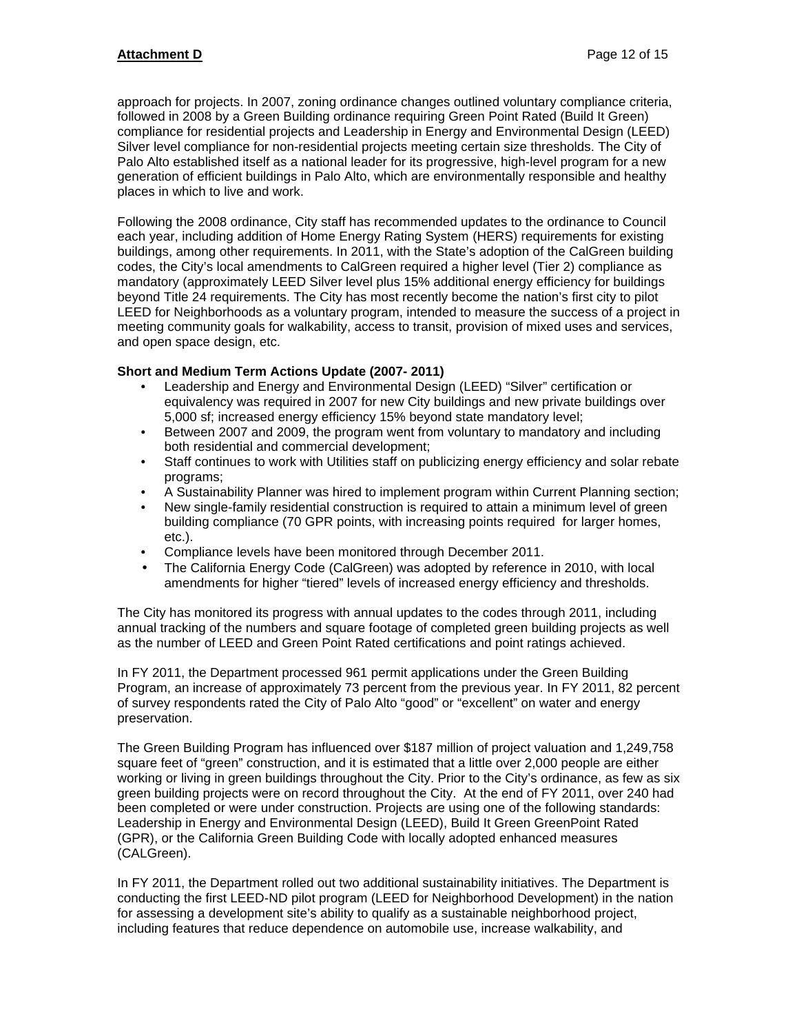approach for projects. In 2007, zoning ordinance changes outlined voluntary compliance criteria, followed in 2008 by a Green Building ordinance requiring Green Point Rated (Build It Green) compliance for residential projects and Leadership in Energy and Environmental Design (LEED) Silver level compliance for non-residential projects meeting certain size thresholds. The City of Palo Alto established itself as a national leader for its progressive, high-level program for a new generation of efficient buildings in Palo Alto, which are environmentally responsible and healthy places in which to live and work.

Following the 2008 ordinance, City staff has recommended updates to the ordinance to Council each year, including addition of Home Energy Rating System (HERS) requirements for existing buildings, among other requirements. In 2011, with the State's adoption of the CalGreen building codes, the City's local amendments to CalGreen required a higher level (Tier 2) compliance as mandatory (approximately LEED Silver level plus 15% additional energy efficiency for buildings beyond Title 24 requirements. The City has most recently become the nation's first city to pilot LEED for Neighborhoods as a voluntary program, intended to measure the success of a project in meeting community goals for walkability, access to transit, provision of mixed uses and services, and open space design, etc.

**Short and Medium Term Actions Update (2007- 2011)**

- Leadership and Energy and Environmental Design (LEED) "Silver" certification or equivalency was required in 2007 for new City buildings and new private buildings over 5,000 sf; increased energy efficiency 15% beyond state mandatory level;
- Between 2007 and 2009, the program went from voluntary to mandatory and including both residential and commercial development;
- Staff continues to work with Utilities staff on publicizing energy efficiency and solar rebate programs;
- A Sustainability Planner was hired to implement program within Current Planning section;
- New single-family residential construction is required to attain a minimum level of green building compliance (70 GPR points, with increasing points required for larger homes, etc.).
- Compliance levels have been monitored through December 2011.
- The California Energy Code (CalGreen) was adopted by reference in 2010, with local amendments for higher "tiered" levels of increased energy efficiency and thresholds.

The City has monitored its progress with annual updates to the codes through 2011, including annual tracking of the numbers and square footage of completed green building projects as well as the number of LEED and Green Point Rated certifications and point ratings achieved.

In FY 2011, the Department processed 961 permit applications under the Green Building Program, an increase of approximately 73 percent from the previous year. In FY 2011, 82 percent of survey respondents rated the City of Palo Alto "good" or "excellent" on water and energy preservation.

The Green Building Program has influenced over $187 million of project valuation and 1,249,758 square feet of "green" construction, and it is estimated that a little over 2,000 people are either working or living in green buildings throughout the City. Prior to the City's ordinance, as few as six green building projects were on record throughout the City. At the end of FY 2011, over 240 had been completed or were under construction. Projects are using one of the following standards: Leadership in Energy and Environmental Design (LEED), Build It Green GreenPoint Rated (GPR), or the California Green Building Code with locally adopted enhanced measures (CALGreen).

In FY 2011, the Department rolled out two additional sustainability initiatives. The Department is conducting the first LEED-ND pilot program (LEED for Neighborhood Development) in the nation for assessing a development site's ability to qualify as a sustainable neighborhood project, including features that reduce dependence on automobile use, increase walkability, and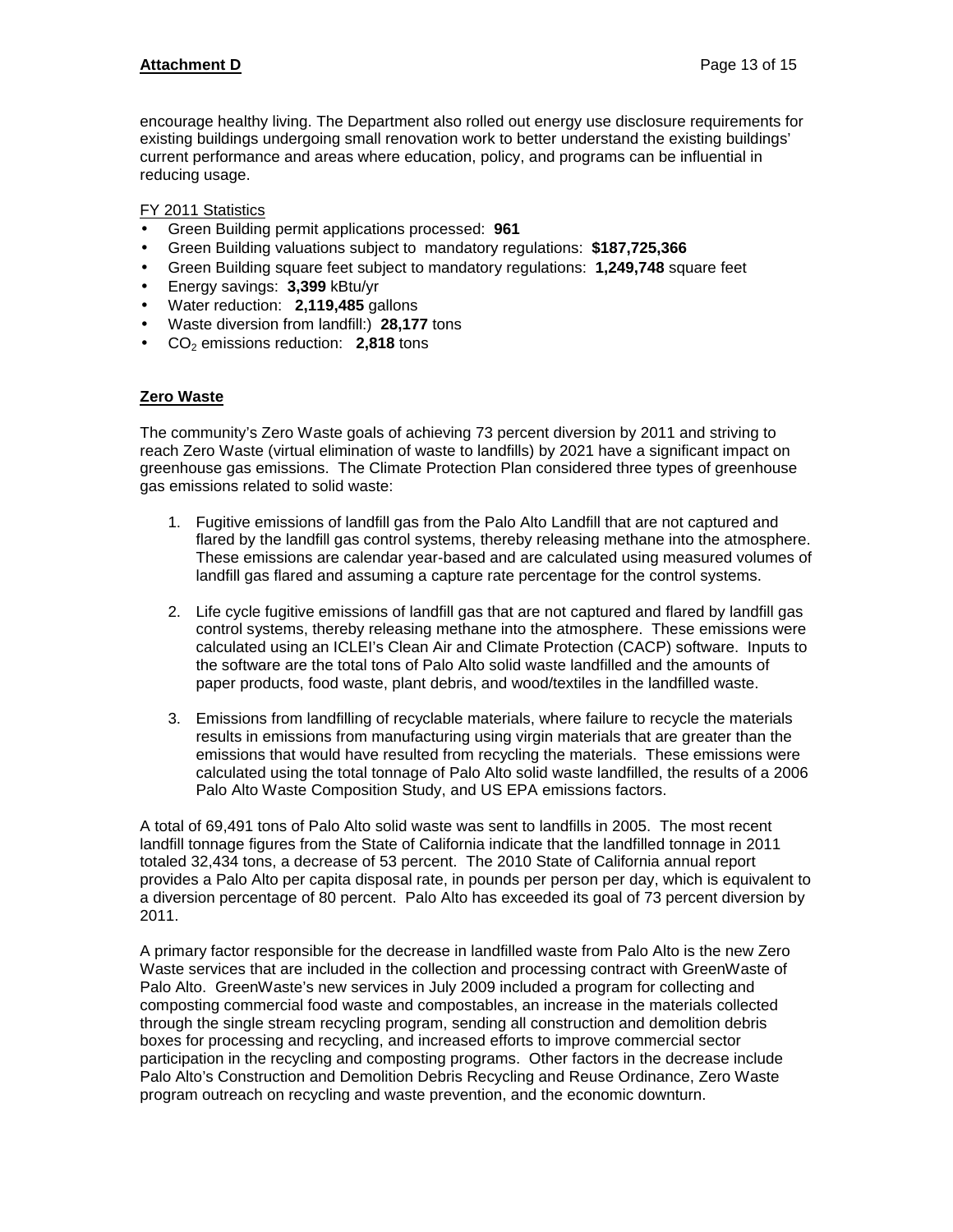encourage healthy living. The Department also rolled out energy use disclosure requirements for existing buildings undergoing small renovation work to better understand the existing buildings' current performance and areas where education, policy, and programs can be influential in reducing usage.

FY 2011 Statistics

- Green Building permit applications processed: **961**
- Green Building valuations subject to mandatory regulations: **$187,725,366**
- Green Building square feet subject to mandatory regulations: **1,249,748** square feet
- Energy savings: **3,399** kBtu/yr
- Water reduction: **2,119,485** gallons
- Waste diversion from landfill:) **28,177** tons
- $CO_2$ emissions reduction: **2,818** tons

## Zero Waste

The community's Zero Waste goals of achieving 73 percent diversion by 2011 and striving to reach Zero Waste (virtual elimination of waste to landfills) by 2021 have a significant impact on greenhouse gas emissions. The Climate Protection Plan considered three types of greenhouse gas emissions related to solid waste:

1. Fugitive emissions of landfill gas from the Palo Alto Landfill that are not captured and flared by the landfill gas control systems, thereby releasing methane into the atmosphere. These emissions are calendar year-based and are calculated using measured volumes of landfill gas flared and assuming a capture rate percentage for the control systems.

2. Life cycle fugitive emissions of landfill gas that are not captured and flared by landfill gas control systems, thereby releasing methane into the atmosphere. These emissions were calculated using an ICLEI's Clean Air and Climate Protection (CACP) software. Inputs to the software are the total tons of Palo Alto solid waste landfilled and the amounts of paper products, food waste, plant debris, and wood/textiles in the landfilled waste.

3. Emissions from landfilling of recyclable materials, where failure to recycle the materials results in emissions from manufacturing using virgin materials that are greater than the emissions that would have resulted from recycling the materials. These emissions were calculated using the total tonnage of Palo Alto solid waste landfilled, the results of a 2006 Palo Alto Waste Composition Study, and US EPA emissions factors.

A total of 69,491 tons of Palo Alto solid waste was sent to landfills in 2005. The most recent landfill tonnage figures from the State of California indicate that the landfilled tonnage in 2011 totaled 32,434 tons, a decrease of 53 percent. The 2010 State of California annual report provides a Palo Alto per capita disposal rate, in pounds per person per day, which is equivalent to a diversion percentage of 80 percent. Palo Alto has exceeded its goal of 73 percent diversion by 2011.

A primary factor responsible for the decrease in landfilled waste from Palo Alto is the new Zero Waste services that are included in the collection and processing contract with GreenWaste of Palo Alto. GreenWaste's new services in July 2009 included a program for collecting and composting commercial food waste and compostables, an increase in the materials collected through the single stream recycling program, sending all construction and demolition debris boxes for processing and recycling, and increased efforts to improve commercial sector participation in the recycling and composting programs. Other factors in the decrease include Palo Alto's Construction and Demolition Debris Recycling and Reuse Ordinance, Zero Waste program outreach on recycling and waste prevention, and the economic downturn.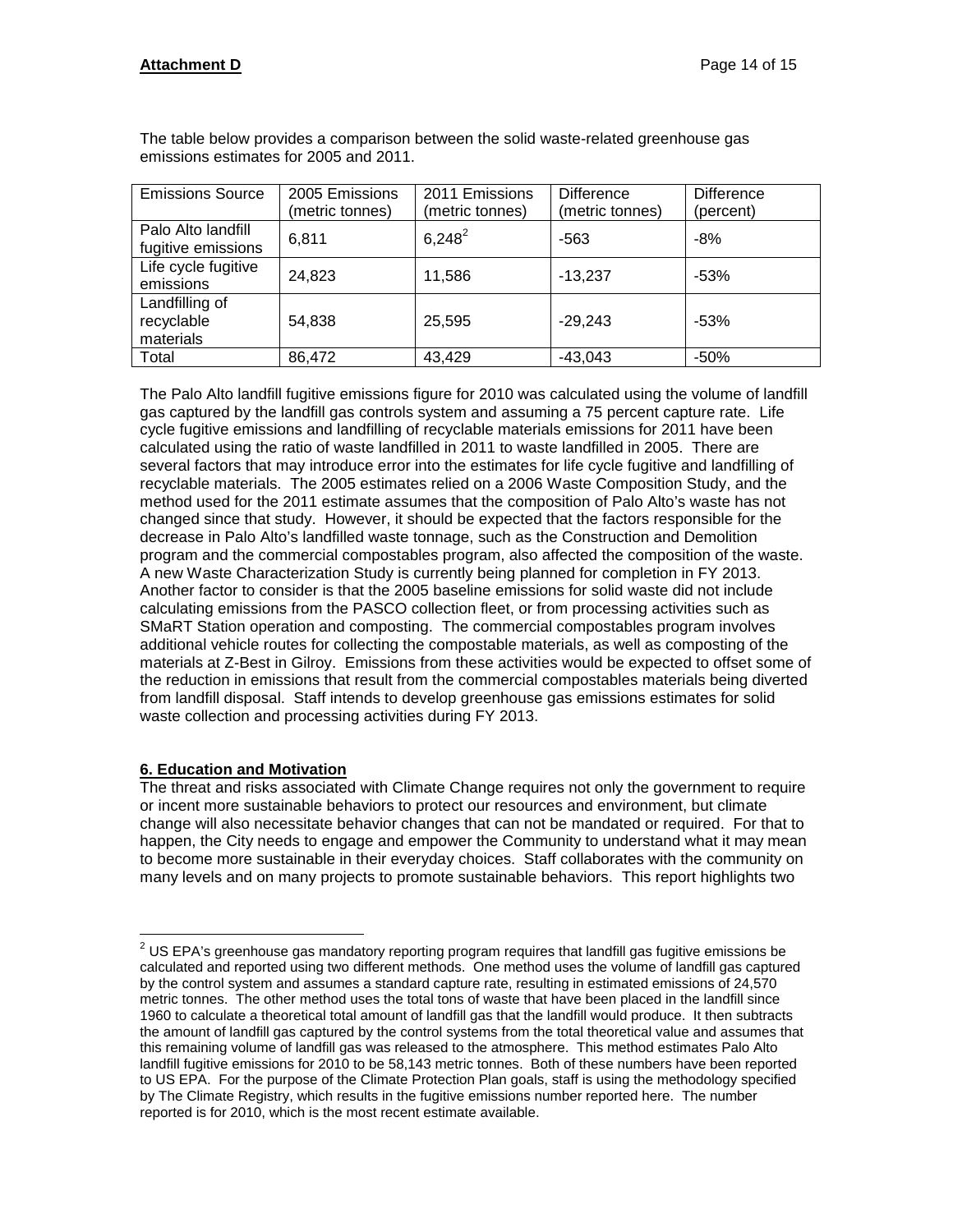The table below provides a comparison between the solid waste-related greenhouse gas emissions estimates for 2005 and 2011.

| Emissions Source | 2005 Emissions (metric tonnes) | 2011 Emissions (metric tonnes) | Difference (metric tonnes) | Difference (percent) |
|---|---|---|---|---|
| Palo Alto landfill fugitive emissions | 6,811 | 6,248[2] | -563 | -8% |
| Life cycle fugitive emissions | 24,823 | 11,586 | -13,237 | -53% |
| Landfilling of recyclable materials | 54,838 | 25,595 | -29,243 | -53% |
| Total | 86,472 | 43,429 | -43,043 | -50% |

The Palo Alto landfill fugitive emissions figure for 2010 was calculated using the volume of landfill gas captured by the landfill gas controls system and assuming a 75 percent capture rate. Life cycle fugitive emissions and landfilling of recyclable materials emissions for 2011 have been calculated using the ratio of waste landfilled in 2011 to waste landfilled in 2005. There are several factors that may introduce error into the estimates for life cycle fugitive and landfilling of recyclable materials. The 2005 estimates relied on a 2006 Waste Composition Study, and the method used for the 2011 estimate assumes that the composition of Palo Alto's waste has not changed since that study. However, it should be expected that the factors responsible for the decrease in Palo Alto's landfilled waste tonnage, such as the Construction and Demolition program and the commercial compostables program, also affected the composition of the waste. A new Waste Characterization Study is currently being planned for completion in FY 2013. Another factor to consider is that the 2005 baseline emissions for solid waste did not include calculating emissions from the PASCO collection fleet, or from processing activities such as SMaRT Station operation and composting. The commercial compostables program involves additional vehicle routes for collecting the compostable materials, as well as composting of the materials at Z-Best in Gilroy. Emissions from these activities would be expected to offset some of the reduction in emissions that result from the commercial compostables materials being diverted from landfill disposal. Staff intends to develop greenhouse gas emissions estimates for solid waste collection and processing activities during FY 2013.

## 6. Education and Motivation

The threat and risks associated with Climate Change requires not only the government to require or incent more sustainable behaviors to protect our resources and environment, but climate change will also necessitate behavior changes that can not be mandated or required. For that to happen, the City needs to engage and empower the Community to understand what it may mean to become more sustainable in their everyday choices. Staff collaborates with the community on many levels and on many projects to promote sustainable behaviors. This report highlights two

[2] US EPA's greenhouse gas mandatory reporting program requires that landfill gas fugitive emissions be calculated and reported using two different methods. One method uses the volume of landfill gas captured by the control system and assumes a standard capture rate, resulting in estimated emissions of 24,570 metric tonnes. The other method uses the total tons of waste that have been placed in the landfill since 1960 to calculate a theoretical total amount of landfill gas that the landfill would produce. It then subtracts the amount of landfill gas captured by the control systems from the total theoretical value and assumes that this remaining volume of landfill gas was released to the atmosphere. This method estimates Palo Alto landfill fugitive emissions for 2010 to be 58,143 metric tonnes. Both of these numbers have been reported to US EPA. For the purpose of the Climate Protection Plan goals, staff is using the methodology specified by The Climate Registry, which results in the fugitive emissions number reported here. The number reported is for 2010, which is the most recent estimate available.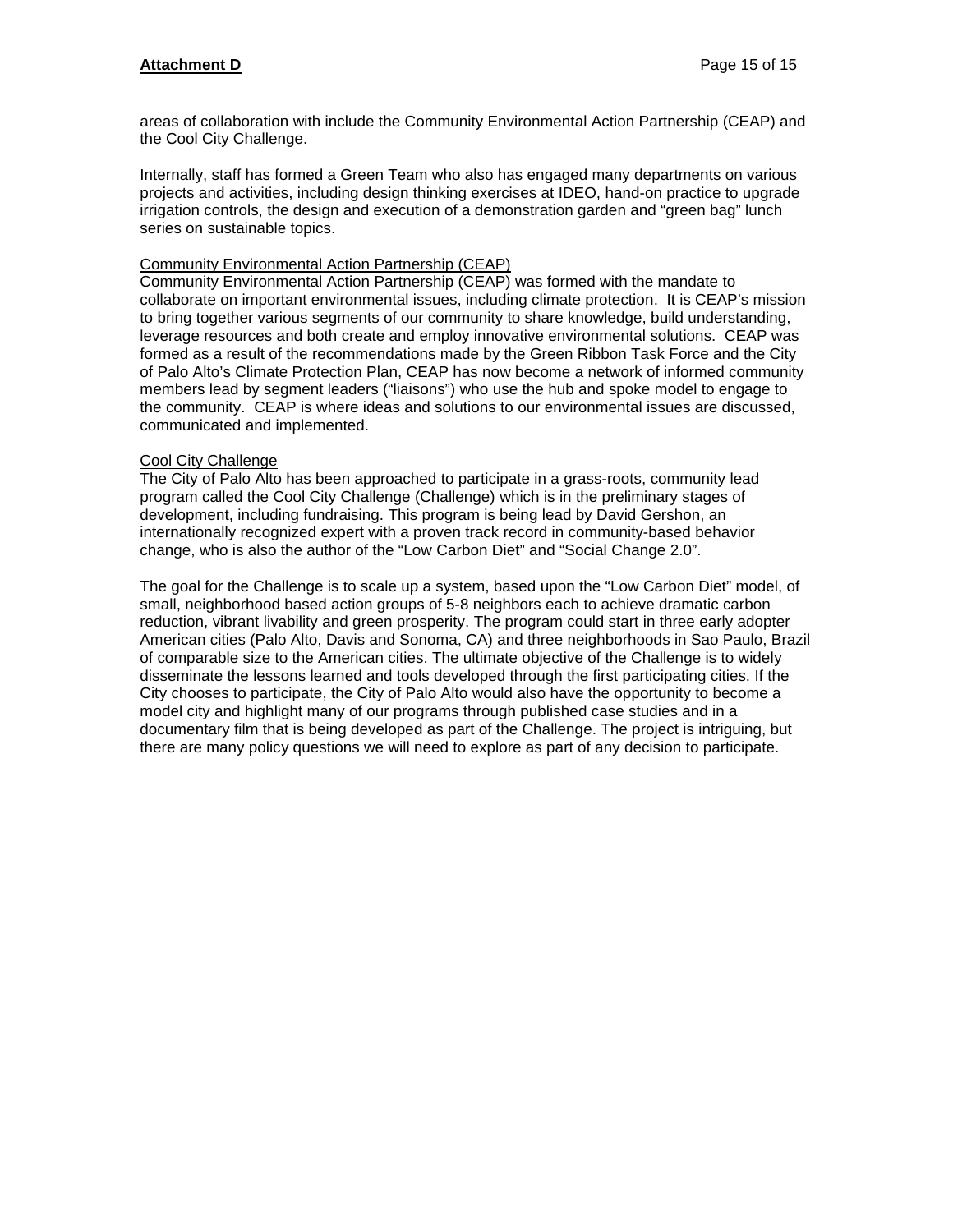areas of collaboration with include the Community Environmental Action Partnership (CEAP) and the Cool City Challenge.

Internally, staff has formed a Green Team who also has engaged many departments on various projects and activities, including design thinking exercises at IDEO, hand-on practice to upgrade irrigation controls, the design and execution of a demonstration garden and "green bag" lunch series on sustainable topics.

Community Environmental Action Partnership (CEAP)

Community Environmental Action Partnership (CEAP) was formed with the mandate to collaborate on important environmental issues, including climate protection. It is CEAP's mission to bring together various segments of our community to share knowledge, build understanding, leverage resources and both create and employ innovative environmental solutions. CEAP was formed as a result of the recommendations made by the Green Ribbon Task Force and the City of Palo Alto's Climate Protection Plan, CEAP has now become a network of informed community members lead by segment leaders ("liaisons") who use the hub and spoke model to engage to the community. CEAP is where ideas and solutions to our environmental issues are discussed, communicated and implemented.

Cool City Challenge

The City of Palo Alto has been approached to participate in a grass-roots, community lead program called the Cool City Challenge (Challenge) which is in the preliminary stages of development, including fundraising. This program is being lead by David Gershon, an internationally recognized expert with a proven track record in community-based behavior change, who is also the author of the "Low Carbon Diet" and "Social Change 2.0".

The goal for the Challenge is to scale up a system, based upon the "Low Carbon Diet" model, of small, neighborhood based action groups of 5-8 neighbors each to achieve dramatic carbon reduction, vibrant livability and green prosperity. The program could start in three early adopter American cities (Palo Alto, Davis and Sonoma, CA) and three neighborhoods in Sao Paulo, Brazil of comparable size to the American cities. The ultimate objective of the Challenge is to widely disseminate the lessons learned and tools developed through the first participating cities. If the City chooses to participate, the City of Palo Alto would also have the opportunity to become a model city and highlight many of our programs through published case studies and in a documentary film that is being developed as part of the Challenge. The project is intriguing, but there are many policy questions we will need to explore as part of any decision to participate.